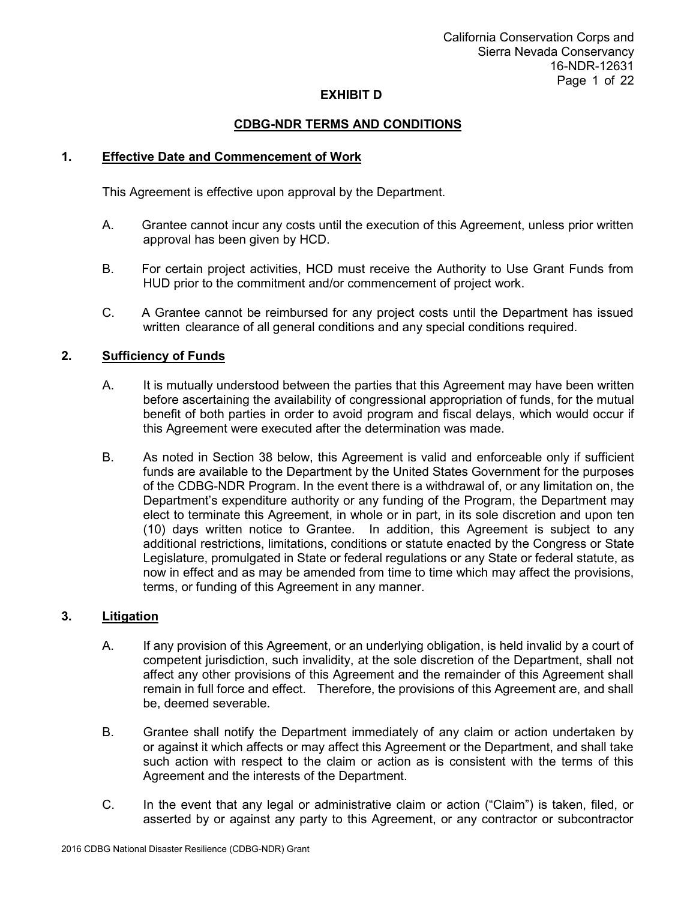# EXHIBIT D

## CDBG-NDR TERMS AND CONDITIONS

### 1. Effective Date and Commencement of Work

This Agreement is effective upon approval by the Department.

A. Grantee cannot incur any costs until the execution of this Agreement, unless prior written approval has been given by HCD.

B. For certain project activities, HCD must receive the Authority to Use Grant Funds from HUD prior to the commitment and/or commencement of project work.

C. A Grantee cannot be reimbursed for any project costs until the Department has issued written clearance of all general conditions and any special conditions required.

### 2. Sufficiency of Funds

A. It is mutually understood between the parties that this Agreement may have been written before ascertaining the availability of congressional appropriation of funds, for the mutual benefit of both parties in order to avoid program and fiscal delays, which would occur if this Agreement were executed after the determination was made.

B. As noted in Section 38 below, this Agreement is valid and enforceable only if sufficient funds are available to the Department by the United States Government for the purposes of the CDBG-NDR Program. In the event there is a withdrawal of, or any limitation on, the Department's expenditure authority or any funding of the Program, the Department may elect to terminate this Agreement, in whole or in part, in its sole discretion and upon ten (10) days written notice to Grantee. In addition, this Agreement is subject to any additional restrictions, limitations, conditions or statute enacted by the Congress or State Legislature, promulgated in State or federal regulations or any State or federal statute, as now in effect and as may be amended from time to time which may affect the provisions, terms, or funding of this Agreement in any manner.

### 3. Litigation

A. If any provision of this Agreement, or an underlying obligation, is held invalid by a court of competent jurisdiction, such invalidity, at the sole discretion of the Department, shall not affect any other provisions of this Agreement and the remainder of this Agreement shall remain in full force and effect. Therefore, the provisions of this Agreement are, and shall be, deemed severable.

B. Grantee shall notify the Department immediately of any claim or action undertaken by or against it which affects or may affect this Agreement or the Department, and shall take such action with respect to the claim or action as is consistent with the terms of this Agreement and the interests of the Department.

C. In the event that any legal or administrative claim or action ("Claim") is taken, filed, or asserted by or against any party to this Agreement, or any contractor or subcontractor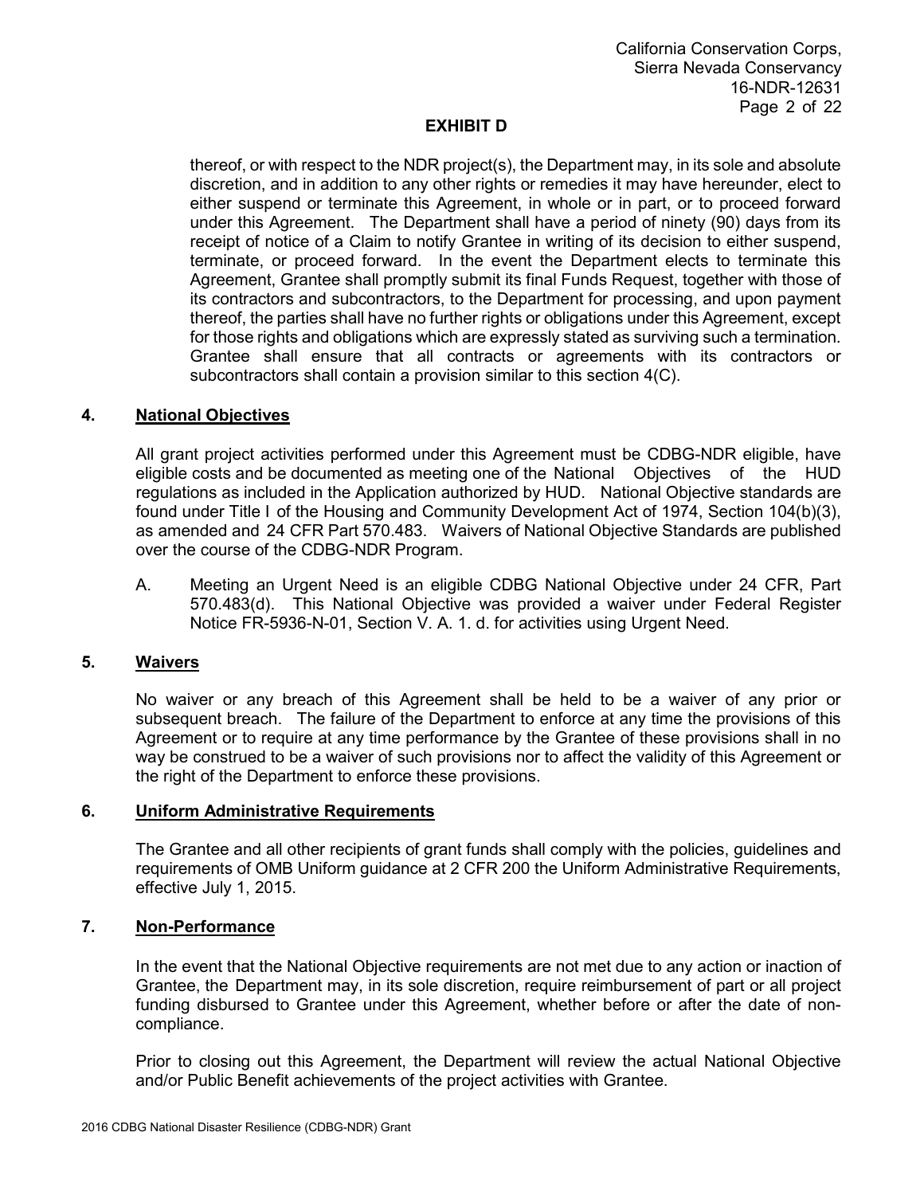## EXHIBIT D

thereof, or with respect to the NDR project(s), the Department may, in its sole and absolute discretion, and in addition to any other rights or remedies it may have hereunder, elect to either suspend or terminate this Agreement, in whole or in part, or to proceed forward under this Agreement. The Department shall have a period of ninety (90) days from its receipt of notice of a Claim to notify Grantee in writing of its decision to either suspend, terminate, or proceed forward. In the event the Department elects to terminate this Agreement, Grantee shall promptly submit its final Funds Request, together with those of its contractors and subcontractors, to the Department for processing, and upon payment thereof, the parties shall have no further rights or obligations under this Agreement, except for those rights and obligations which are expressly stated as surviving such a termination. Grantee shall ensure that all contracts or agreements with its contractors or subcontractors shall contain a provision similar to this section 4(C).

### 4. National Objectives

All grant project activities performed under this Agreement must be CDBG-NDR eligible, have eligible costs and be documented as meeting one of the National Objectives of the HUD regulations as included in the Application authorized by HUD. National Objective standards are found under Title I of the Housing and Community Development Act of 1974, Section 104(b)(3), as amended and 24 CFR Part 570.483. Waivers of National Objective Standards are published over the course of the CDBG-NDR Program.

A. Meeting an Urgent Need is an eligible CDBG National Objective under 24 CFR, Part 570.483(d). This National Objective was provided a waiver under Federal Register Notice FR-5936-N-01, Section V. A. 1. d. for activities using Urgent Need.

### 5. Waivers

No waiver or any breach of this Agreement shall be held to be a waiver of any prior or subsequent breach. The failure of the Department to enforce at any time the provisions of this Agreement or to require at any time performance by the Grantee of these provisions shall in no way be construed to be a waiver of such provisions nor to affect the validity of this Agreement or the right of the Department to enforce these provisions.

### 6. Uniform Administrative Requirements

The Grantee and all other recipients of grant funds shall comply with the policies, guidelines and requirements of OMB Uniform guidance at 2 CFR 200 the Uniform Administrative Requirements, effective July 1, 2015.

### 7. Non-Performance

In the event that the National Objective requirements are not met due to any action or inaction of Grantee, the Department may, in its sole discretion, require reimbursement of part or all project funding disbursed to Grantee under this Agreement, whether before or after the date of non-compliance.

Prior to closing out this Agreement, the Department will review the actual National Objective and/or Public Benefit achievements of the project activities with Grantee.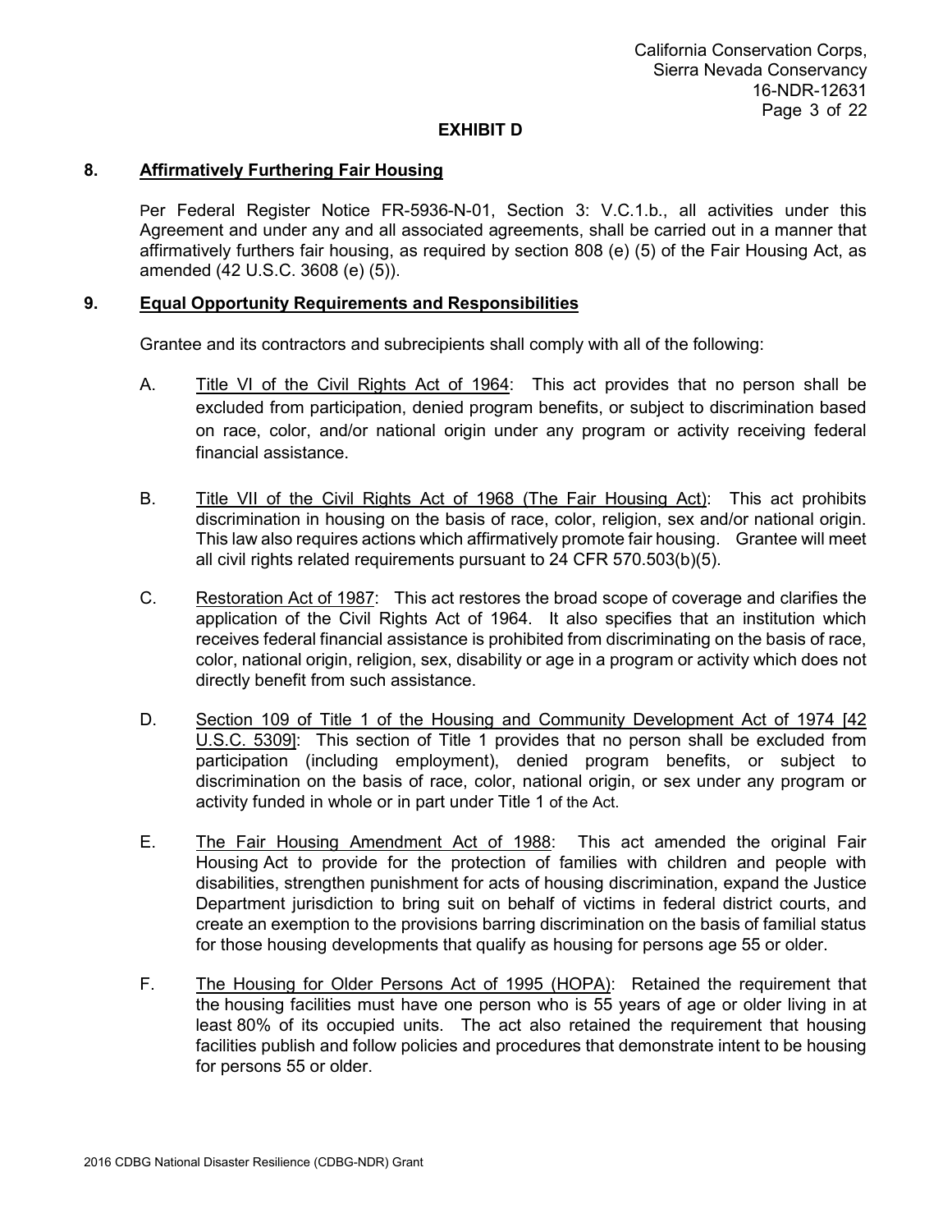## EXHIBIT D

### 8. Affirmatively Furthering Fair Housing

Per Federal Register Notice FR-5936-N-01, Section 3: V.C.1.b., all activities under this Agreement and under any and all associated agreements, shall be carried out in a manner that affirmatively furthers fair housing, as required by section 808 (e) (5) of the Fair Housing Act, as amended (42 U.S.C. 3608 (e) (5)).

### 9. Equal Opportunity Requirements and Responsibilities

Grantee and its contractors and subrecipients shall comply with all of the following:

A. Title VI of the Civil Rights Act of 1964: This act provides that no person shall be excluded from participation, denied program benefits, or subject to discrimination based on race, color, and/or national origin under any program or activity receiving federal financial assistance.

B. Title VII of the Civil Rights Act of 1968 (The Fair Housing Act): This act prohibits discrimination in housing on the basis of race, color, religion, sex and/or national origin. This law also requires actions which affirmatively promote fair housing. Grantee will meet all civil rights related requirements pursuant to 24 CFR 570.503(b)(5).

C. Restoration Act of 1987: This act restores the broad scope of coverage and clarifies the application of the Civil Rights Act of 1964. It also specifies that an institution which receives federal financial assistance is prohibited from discriminating on the basis of race, color, national origin, religion, sex, disability or age in a program or activity which does not directly benefit from such assistance.

D. Section 109 of Title 1 of the Housing and Community Development Act of 1974 [42 U.S.C. 5309]: This section of Title 1 provides that no person shall be excluded from participation (including employment), denied program benefits, or subject to discrimination on the basis of race, color, national origin, or sex under any program or activity funded in whole or in part under Title 1 of the Act.

E. The Fair Housing Amendment Act of 1988: This act amended the original Fair Housing Act to provide for the protection of families with children and people with disabilities, strengthen punishment for acts of housing discrimination, expand the Justice Department jurisdiction to bring suit on behalf of victims in federal district courts, and create an exemption to the provisions barring discrimination on the basis of familial status for those housing developments that qualify as housing for persons age 55 or older.

F. The Housing for Older Persons Act of 1995 (HOPA): Retained the requirement that the housing facilities must have one person who is 55 years of age or older living in at least 80% of its occupied units. The act also retained the requirement that housing facilities publish and follow policies and procedures that demonstrate intent to be housing for persons 55 or older.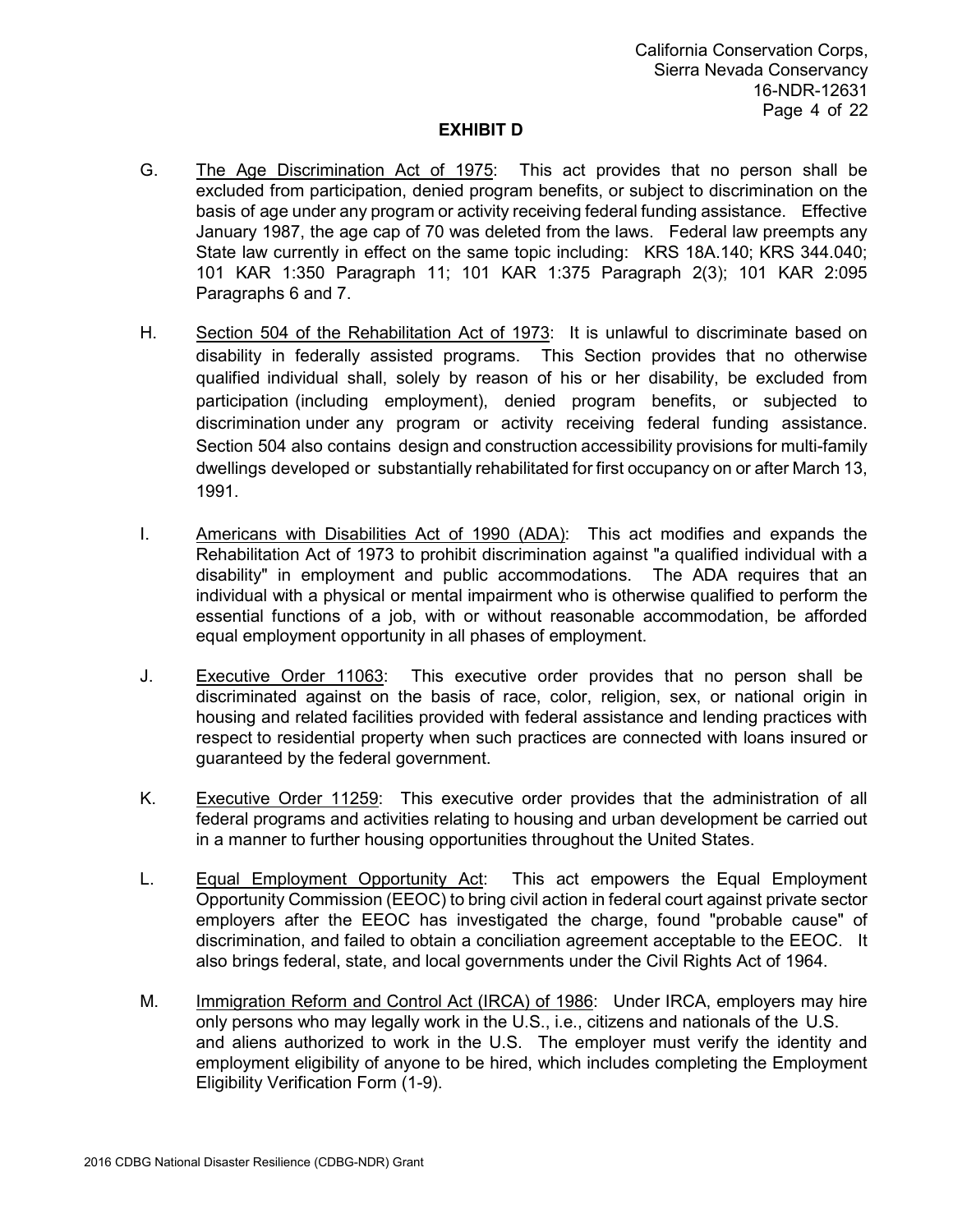## EXHIBIT D

G. The Age Discrimination Act of 1975: This act provides that no person shall be excluded from participation, denied program benefits, or subject to discrimination on the basis of age under any program or activity receiving federal funding assistance. Effective January 1987, the age cap of 70 was deleted from the laws. Federal law preempts any State law currently in effect on the same topic including: KRS 18A.140; KRS 344.040; 101 KAR 1:350 Paragraph 11; 101 KAR 1:375 Paragraph 2(3); 101 KAR 2:095 Paragraphs 6 and 7.

H. Section 504 of the Rehabilitation Act of 1973: It is unlawful to discriminate based on disability in federally assisted programs. This Section provides that no otherwise qualified individual shall, solely by reason of his or her disability, be excluded from participation (including employment), denied program benefits, or subjected to discrimination under any program or activity receiving federal funding assistance. Section 504 also contains design and construction accessibility provisions for multi-family dwellings developed or substantially rehabilitated for first occupancy on or after March 13, 1991.

I. Americans with Disabilities Act of 1990 (ADA): This act modifies and expands the Rehabilitation Act of 1973 to prohibit discrimination against "a qualified individual with a disability" in employment and public accommodations. The ADA requires that an individual with a physical or mental impairment who is otherwise qualified to perform the essential functions of a job, with or without reasonable accommodation, be afforded equal employment opportunity in all phases of employment.

J. Executive Order 11063: This executive order provides that no person shall be discriminated against on the basis of race, color, religion, sex, or national origin in housing and related facilities provided with federal assistance and lending practices with respect to residential property when such practices are connected with loans insured or guaranteed by the federal government.

K. Executive Order 11259: This executive order provides that the administration of all federal programs and activities relating to housing and urban development be carried out in a manner to further housing opportunities throughout the United States.

L. Equal Employment Opportunity Act: This act empowers the Equal Employment Opportunity Commission (EEOC) to bring civil action in federal court against private sector employers after the EEOC has investigated the charge, found "probable cause" of discrimination, and failed to obtain a conciliation agreement acceptable to the EEOC. It also brings federal, state, and local governments under the Civil Rights Act of 1964.

M. Immigration Reform and Control Act (IRCA) of 1986: Under IRCA, employers may hire only persons who may legally work in the U.S., i.e., citizens and nationals of the U.S. and aliens authorized to work in the U.S. The employer must verify the identity and employment eligibility of anyone to be hired, which includes completing the Employment Eligibility Verification Form (1-9).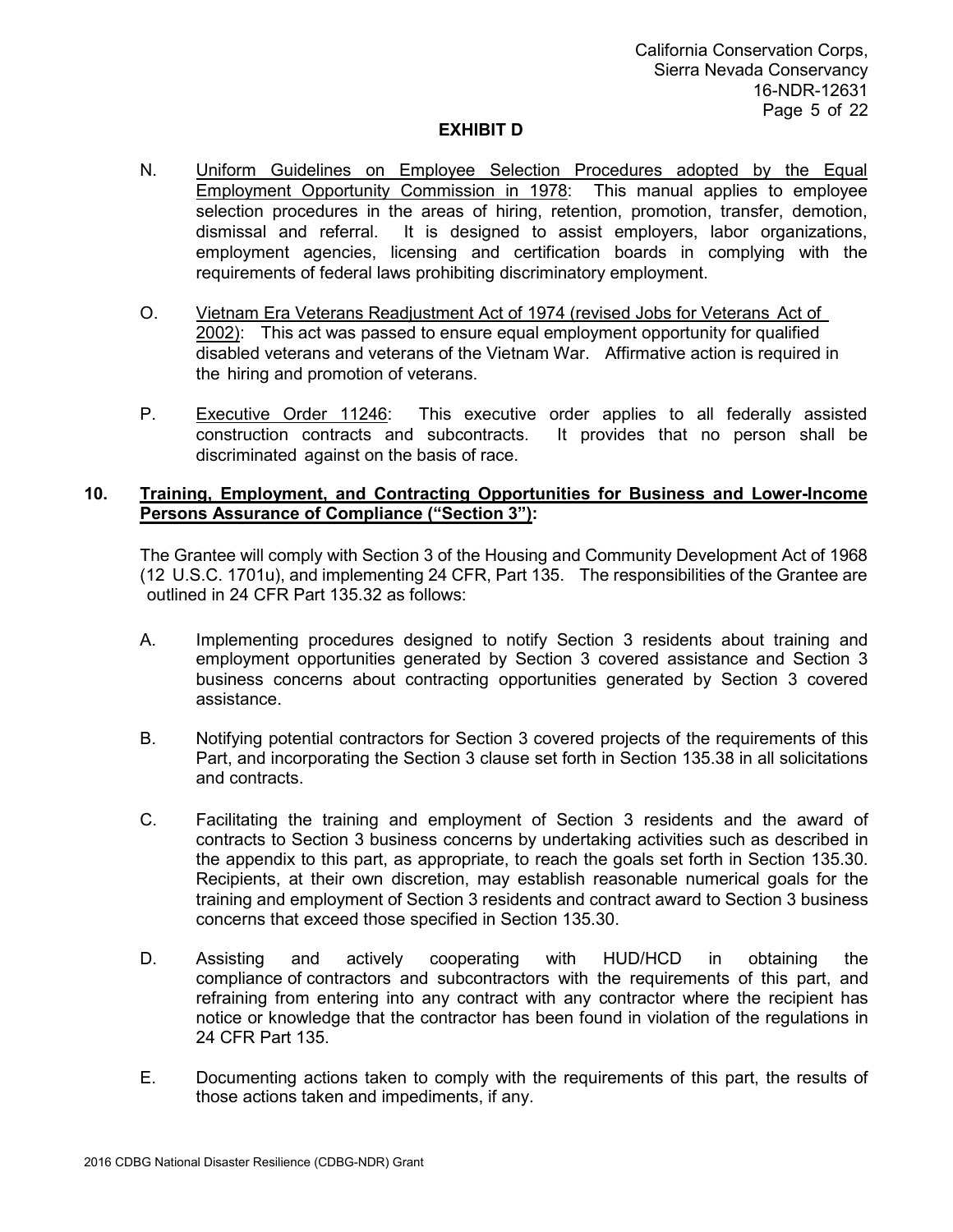## EXHIBIT D

N. Uniform Guidelines on Employee Selection Procedures adopted by the Equal Employment Opportunity Commission in 1978: This manual applies to employee selection procedures in the areas of hiring, retention, promotion, transfer, demotion, dismissal and referral. It is designed to assist employers, labor organizations, employment agencies, licensing and certification boards in complying with the requirements of federal laws prohibiting discriminatory employment.

O. Vietnam Era Veterans Readjustment Act of 1974 (revised Jobs for Veterans Act of 2002): This act was passed to ensure equal employment opportunity for qualified disabled veterans and veterans of the Vietnam War. Affirmative action is required in the hiring and promotion of veterans.

P. Executive Order 11246: This executive order applies to all federally assisted construction contracts and subcontracts. It provides that no person shall be discriminated against on the basis of race.

### 10. Training, Employment, and Contracting Opportunities for Business and Lower-Income Persons Assurance of Compliance ("Section 3"):

The Grantee will comply with Section 3 of the Housing and Community Development Act of 1968 (12 U.S.C. 1701u), and implementing 24 CFR, Part 135. The responsibilities of the Grantee are outlined in 24 CFR Part 135.32 as follows:

A. Implementing procedures designed to notify Section 3 residents about training and employment opportunities generated by Section 3 covered assistance and Section 3 business concerns about contracting opportunities generated by Section 3 covered assistance.

B. Notifying potential contractors for Section 3 covered projects of the requirements of this Part, and incorporating the Section 3 clause set forth in Section 135.38 in all solicitations and contracts.

C. Facilitating the training and employment of Section 3 residents and the award of contracts to Section 3 business concerns by undertaking activities such as described in the appendix to this part, as appropriate, to reach the goals set forth in Section 135.30. Recipients, at their own discretion, may establish reasonable numerical goals for the training and employment of Section 3 residents and contract award to Section 3 business concerns that exceed those specified in Section 135.30.

D. Assisting and actively cooperating with HUD/HCD in obtaining the compliance of contractors and subcontractors with the requirements of this part, and refraining from entering into any contract with any contractor where the recipient has notice or knowledge that the contractor has been found in violation of the regulations in 24 CFR Part 135.

E. Documenting actions taken to comply with the requirements of this part, the results of those actions taken and impediments, if any.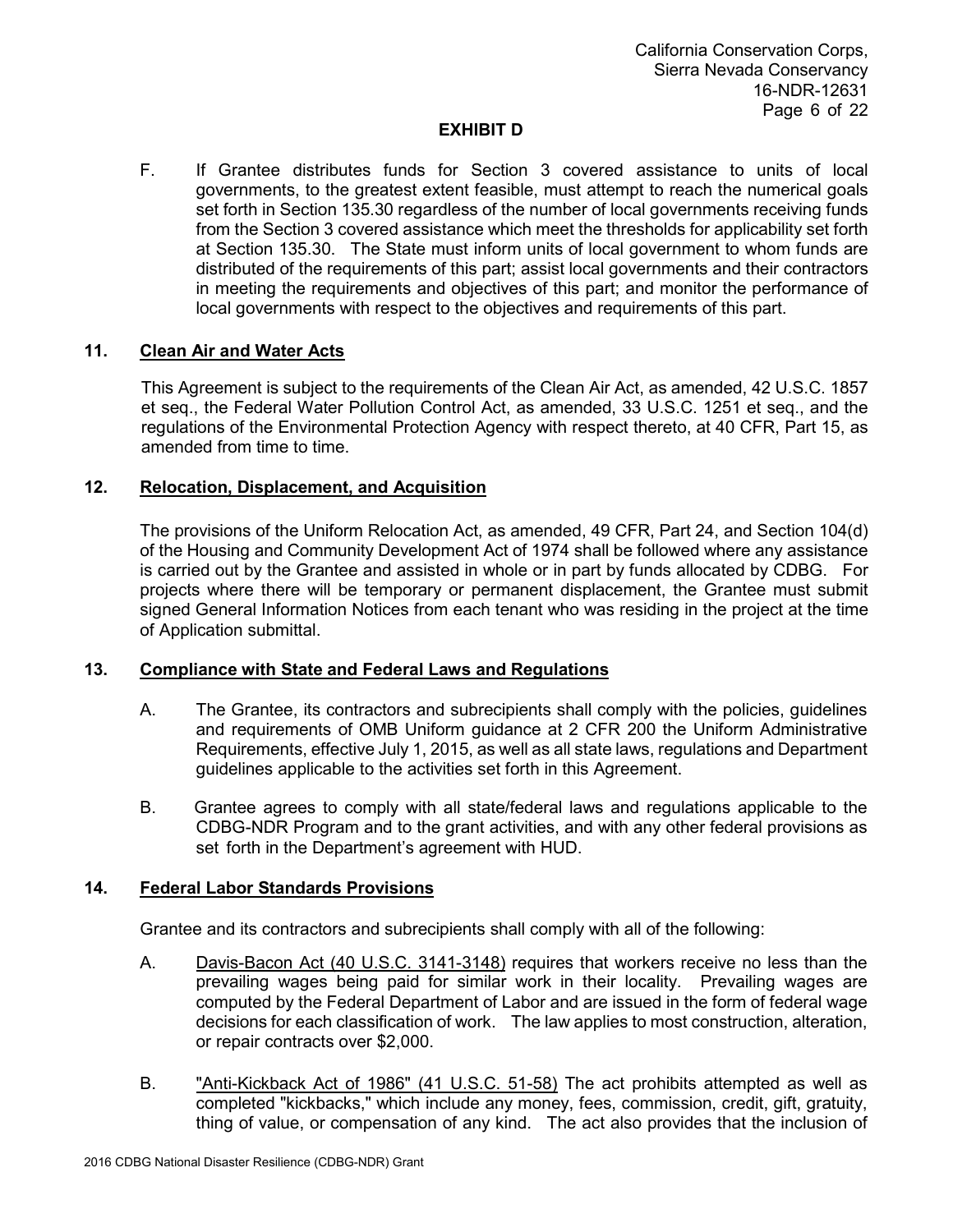## EXHIBIT D

F. If Grantee distributes funds for Section 3 covered assistance to units of local governments, to the greatest extent feasible, must attempt to reach the numerical goals set forth in Section 135.30 regardless of the number of local governments receiving funds from the Section 3 covered assistance which meet the thresholds for applicability set forth at Section 135.30. The State must inform units of local government to whom funds are distributed of the requirements of this part; assist local governments and their contractors in meeting the requirements and objectives of this part; and monitor the performance of local governments with respect to the objectives and requirements of this part.

### 11. Clean Air and Water Acts

This Agreement is subject to the requirements of the Clean Air Act, as amended, 42 U.S.C. 1857 et seq., the Federal Water Pollution Control Act, as amended, 33 U.S.C. 1251 et seq., and the regulations of the Environmental Protection Agency with respect thereto, at 40 CFR, Part 15, as amended from time to time.

### 12. Relocation, Displacement, and Acquisition

The provisions of the Uniform Relocation Act, as amended, 49 CFR, Part 24, and Section 104(d) of the Housing and Community Development Act of 1974 shall be followed where any assistance is carried out by the Grantee and assisted in whole or in part by funds allocated by CDBG. For projects where there will be temporary or permanent displacement, the Grantee must submit signed General Information Notices from each tenant who was residing in the project at the time of Application submittal.

### 13. Compliance with State and Federal Laws and Regulations

A. The Grantee, its contractors and subrecipients shall comply with the policies, guidelines and requirements of OMB Uniform guidance at 2 CFR 200 the Uniform Administrative Requirements, effective July 1, 2015, as well as all state laws, regulations and Department guidelines applicable to the activities set forth in this Agreement.

B. Grantee agrees to comply with all state/federal laws and regulations applicable to the CDBG-NDR Program and to the grant activities, and with any other federal provisions as set forth in the Department's agreement with HUD.

### 14. Federal Labor Standards Provisions

Grantee and its contractors and subrecipients shall comply with all of the following:

A. Davis-Bacon Act (40 U.S.C. 3141-3148) requires that workers receive no less than the prevailing wages being paid for similar work in their locality. Prevailing wages are computed by the Federal Department of Labor and are issued in the form of federal wage decisions for each classification of work. The law applies to most construction, alteration, or repair contracts over $2,000.

B. "Anti-Kickback Act of 1986" (41 U.S.C. 51-58) The act prohibits attempted as well as completed "kickbacks," which include any money, fees, commission, credit, gift, gratuity, thing of value, or compensation of any kind. The act also provides that the inclusion of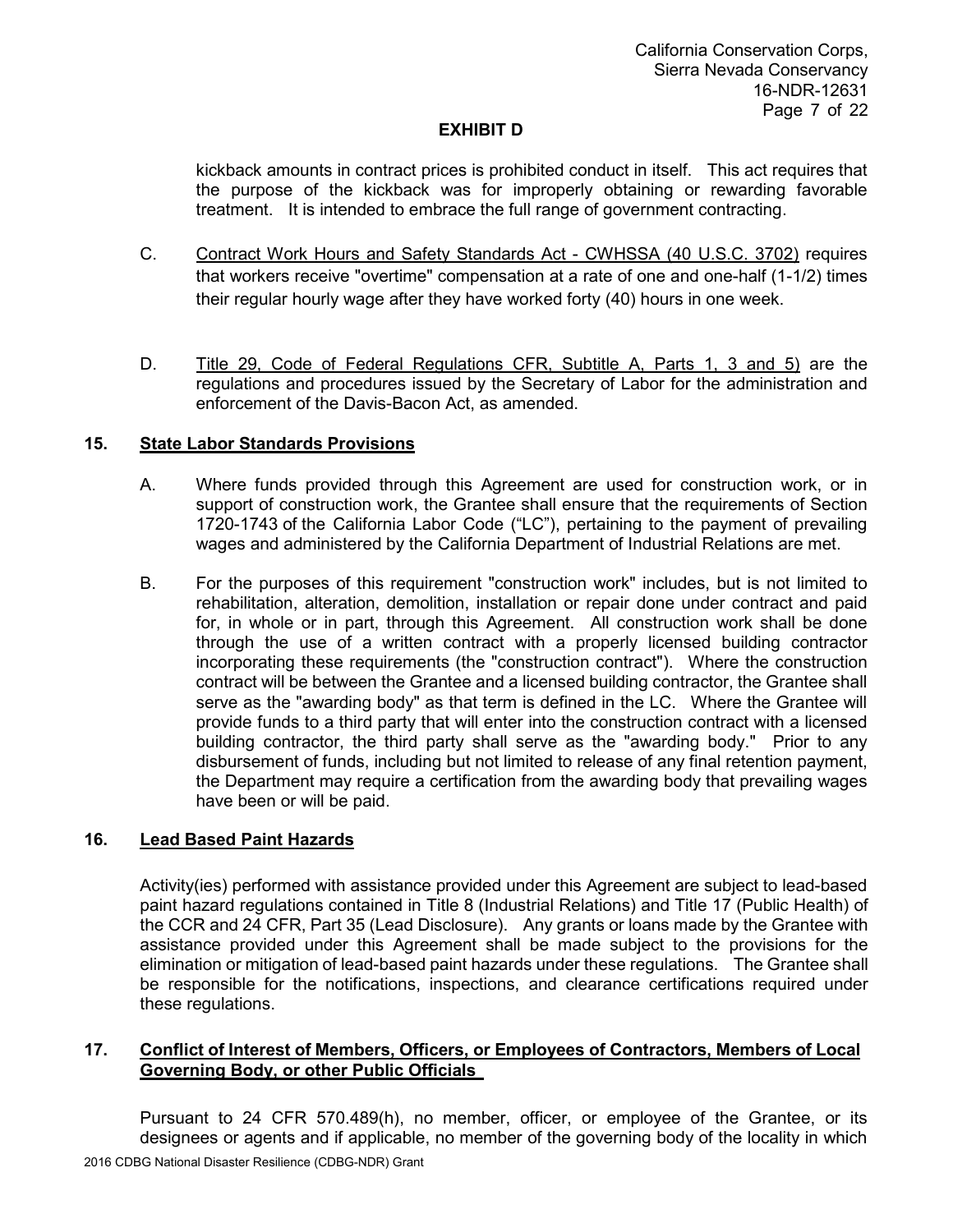## EXHIBIT D

kickback amounts in contract prices is prohibited conduct in itself. This act requires that the purpose of the kickback was for improperly obtaining or rewarding favorable treatment. It is intended to embrace the full range of government contracting.

C. Contract Work Hours and Safety Standards Act - CWHSSA (40 U.S.C. 3702) requires that workers receive "overtime" compensation at a rate of one and one-half (1-1/2) times their regular hourly wage after they have worked forty (40) hours in one week.

D. Title 29, Code of Federal Regulations CFR, Subtitle A, Parts 1, 3 and 5) are the regulations and procedures issued by the Secretary of Labor for the administration and enforcement of the Davis-Bacon Act, as amended.

### 15. State Labor Standards Provisions

A. Where funds provided through this Agreement are used for construction work, or in support of construction work, the Grantee shall ensure that the requirements of Section 1720-1743 of the California Labor Code ("LC"), pertaining to the payment of prevailing wages and administered by the California Department of Industrial Relations are met.

B. For the purposes of this requirement "construction work" includes, but is not limited to rehabilitation, alteration, demolition, installation or repair done under contract and paid for, in whole or in part, through this Agreement. All construction work shall be done through the use of a written contract with a properly licensed building contractor incorporating these requirements (the "construction contract"). Where the construction contract will be between the Grantee and a licensed building contractor, the Grantee shall serve as the "awarding body" as that term is defined in the LC. Where the Grantee will provide funds to a third party that will enter into the construction contract with a licensed building contractor, the third party shall serve as the "awarding body." Prior to any disbursement of funds, including but not limited to release of any final retention payment, the Department may require a certification from the awarding body that prevailing wages have been or will be paid.

### 16. Lead Based Paint Hazards

Activity(ies) performed with assistance provided under this Agreement are subject to lead-based paint hazard regulations contained in Title 8 (Industrial Relations) and Title 17 (Public Health) of the CCR and 24 CFR, Part 35 (Lead Disclosure). Any grants or loans made by the Grantee with assistance provided under this Agreement shall be made subject to the provisions for the elimination or mitigation of lead-based paint hazards under these regulations. The Grantee shall be responsible for the notifications, inspections, and clearance certifications required under these regulations.

### 17. Conflict of Interest of Members, Officers, or Employees of Contractors, Members of Local Governing Body, or other Public Officials

Pursuant to 24 CFR 570.489(h), no member, officer, or employee of the Grantee, or its designees or agents and if applicable, no member of the governing body of the locality in which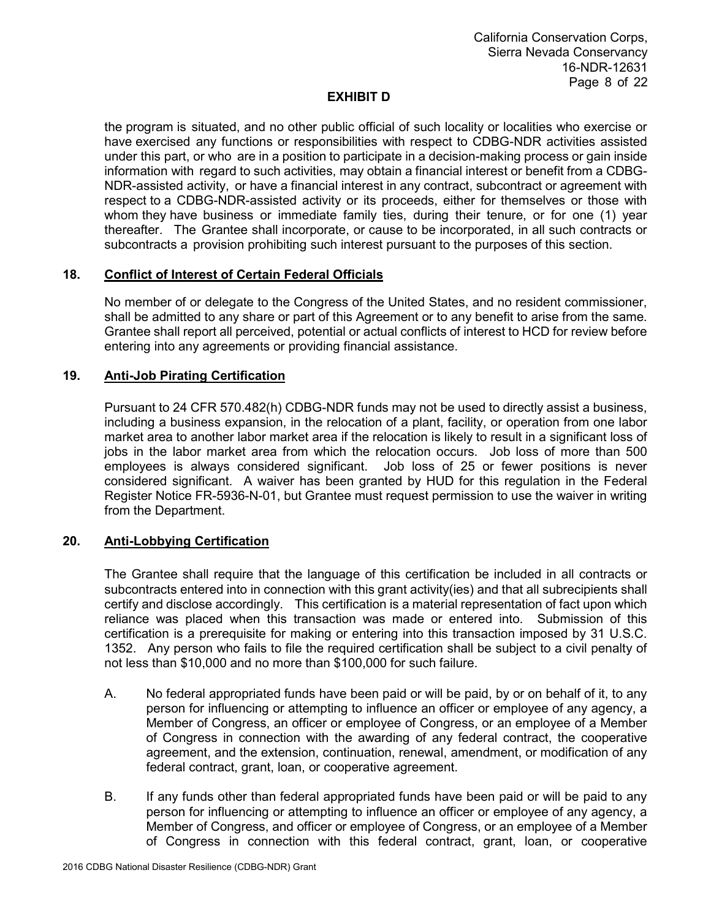## EXHIBIT D

the program is situated, and no other public official of such locality or localities who exercise or have exercised any functions or responsibilities with respect to CDBG-NDR activities assisted under this part, or who are in a position to participate in a decision-making process or gain inside information with regard to such activities, may obtain a financial interest or benefit from a CDBG-NDR-assisted activity, or have a financial interest in any contract, subcontract or agreement with respect to a CDBG-NDR-assisted activity or its proceeds, either for themselves or those with whom they have business or immediate family ties, during their tenure, or for one (1) year thereafter. The Grantee shall incorporate, or cause to be incorporated, in all such contracts or subcontracts a provision prohibiting such interest pursuant to the purposes of this section.

**18. Conflict of Interest of Certain Federal Officials**

No member of or delegate to the Congress of the United States, and no resident commissioner, shall be admitted to any share or part of this Agreement or to any benefit to arise from the same. Grantee shall report all perceived, potential or actual conflicts of interest to HCD for review before entering into any agreements or providing financial assistance.

**19. Anti-Job Pirating Certification**

Pursuant to 24 CFR 570.482(h) CDBG-NDR funds may not be used to directly assist a business, including a business expansion, in the relocation of a plant, facility, or operation from one labor market area to another labor market area if the relocation is likely to result in a significant loss of jobs in the labor market area from which the relocation occurs. Job loss of more than 500 employees is always considered significant. Job loss of 25 or fewer positions is never considered significant. A waiver has been granted by HUD for this regulation in the Federal Register Notice FR-5936-N-01, but Grantee must request permission to use the waiver in writing from the Department.

**20. Anti-Lobbying Certification**

The Grantee shall require that the language of this certification be included in all contracts or subcontracts entered into in connection with this grant activity(ies) and that all subrecipients shall certify and disclose accordingly. This certification is a material representation of fact upon which reliance was placed when this transaction was made or entered into. Submission of this certification is a prerequisite for making or entering into this transaction imposed by 31 U.S.C. 1352. Any person who fails to file the required certification shall be subject to a civil penalty of not less than $10,000 and no more than $100,000 for such failure.

A. No federal appropriated funds have been paid or will be paid, by or on behalf of it, to any person for influencing or attempting to influence an officer or employee of any agency, a Member of Congress, an officer or employee of Congress, or an employee of a Member of Congress in connection with the awarding of any federal contract, the cooperative agreement, and the extension, continuation, renewal, amendment, or modification of any federal contract, grant, loan, or cooperative agreement.

B. If any funds other than federal appropriated funds have been paid or will be paid to any person for influencing or attempting to influence an officer or employee of any agency, a Member of Congress, and officer or employee of Congress, or an employee of a Member of Congress in connection with this federal contract, grant, loan, or cooperative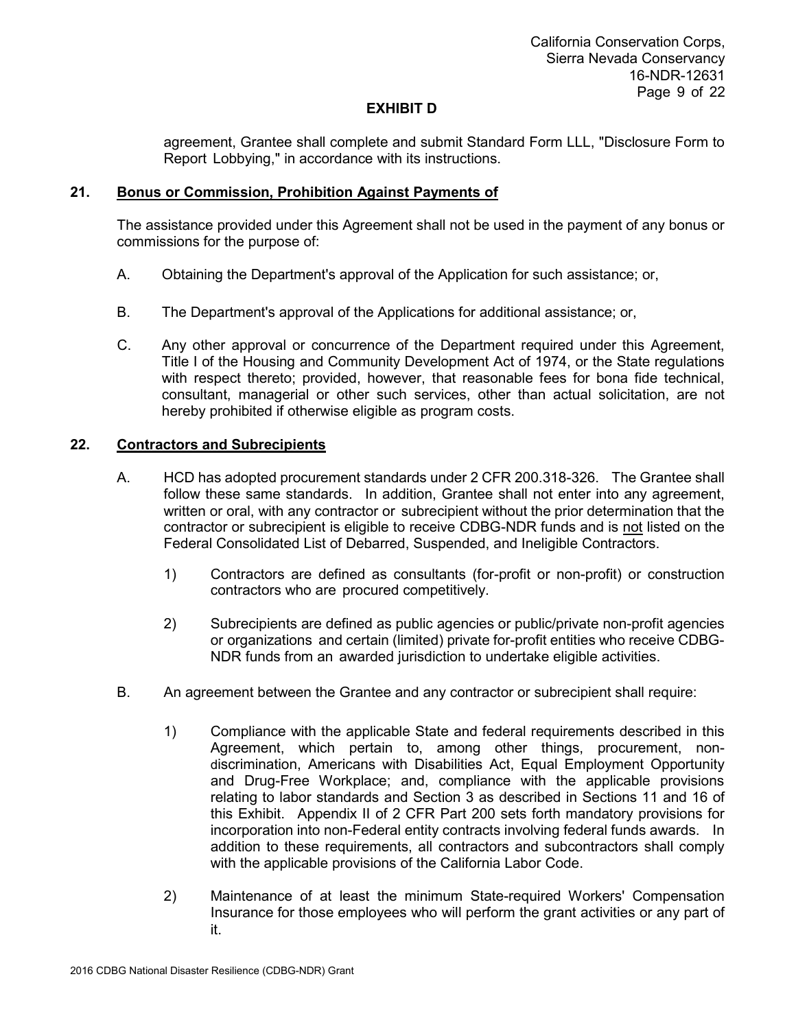## EXHIBIT D

agreement, Grantee shall complete and submit Standard Form LLL, "Disclosure Form to Report Lobbying," in accordance with its instructions.

### 21. Bonus or Commission, Prohibition Against Payments of

The assistance provided under this Agreement shall not be used in the payment of any bonus or commissions for the purpose of:

A. Obtaining the Department's approval of the Application for such assistance; or,

B. The Department's approval of the Applications for additional assistance; or,

C. Any other approval or concurrence of the Department required under this Agreement, Title I of the Housing and Community Development Act of 1974, or the State regulations with respect thereto; provided, however, that reasonable fees for bona fide technical, consultant, managerial or other such services, other than actual solicitation, are not hereby prohibited if otherwise eligible as program costs.

### 22. Contractors and Subrecipients

A. HCD has adopted procurement standards under 2 CFR 200.318-326. The Grantee shall follow these same standards. In addition, Grantee shall not enter into any agreement, written or oral, with any contractor or subrecipient without the prior determination that the contractor or subrecipient is eligible to receive CDBG-NDR funds and is not listed on the Federal Consolidated List of Debarred, Suspended, and Ineligible Contractors.

   1) Contractors are defined as consultants (for-profit or non-profit) or construction contractors who are procured competitively.

   2) Subrecipients are defined as public agencies or public/private non-profit agencies or organizations and certain (limited) private for-profit entities who receive CDBG-NDR funds from an awarded jurisdiction to undertake eligible activities.

B. An agreement between the Grantee and any contractor or subrecipient shall require:

   1) Compliance with the applicable State and federal requirements described in this Agreement, which pertain to, among other things, procurement, non-discrimination, Americans with Disabilities Act, Equal Employment Opportunity and Drug-Free Workplace; and, compliance with the applicable provisions relating to labor standards and Section 3 as described in Sections 11 and 16 of this Exhibit. Appendix II of 2 CFR Part 200 sets forth mandatory provisions for incorporation into non-Federal entity contracts involving federal funds awards. In addition to these requirements, all contractors and subcontractors shall comply with the applicable provisions of the California Labor Code.

   2) Maintenance of at least the minimum State-required Workers' Compensation Insurance for those employees who will perform the grant activities or any part of it.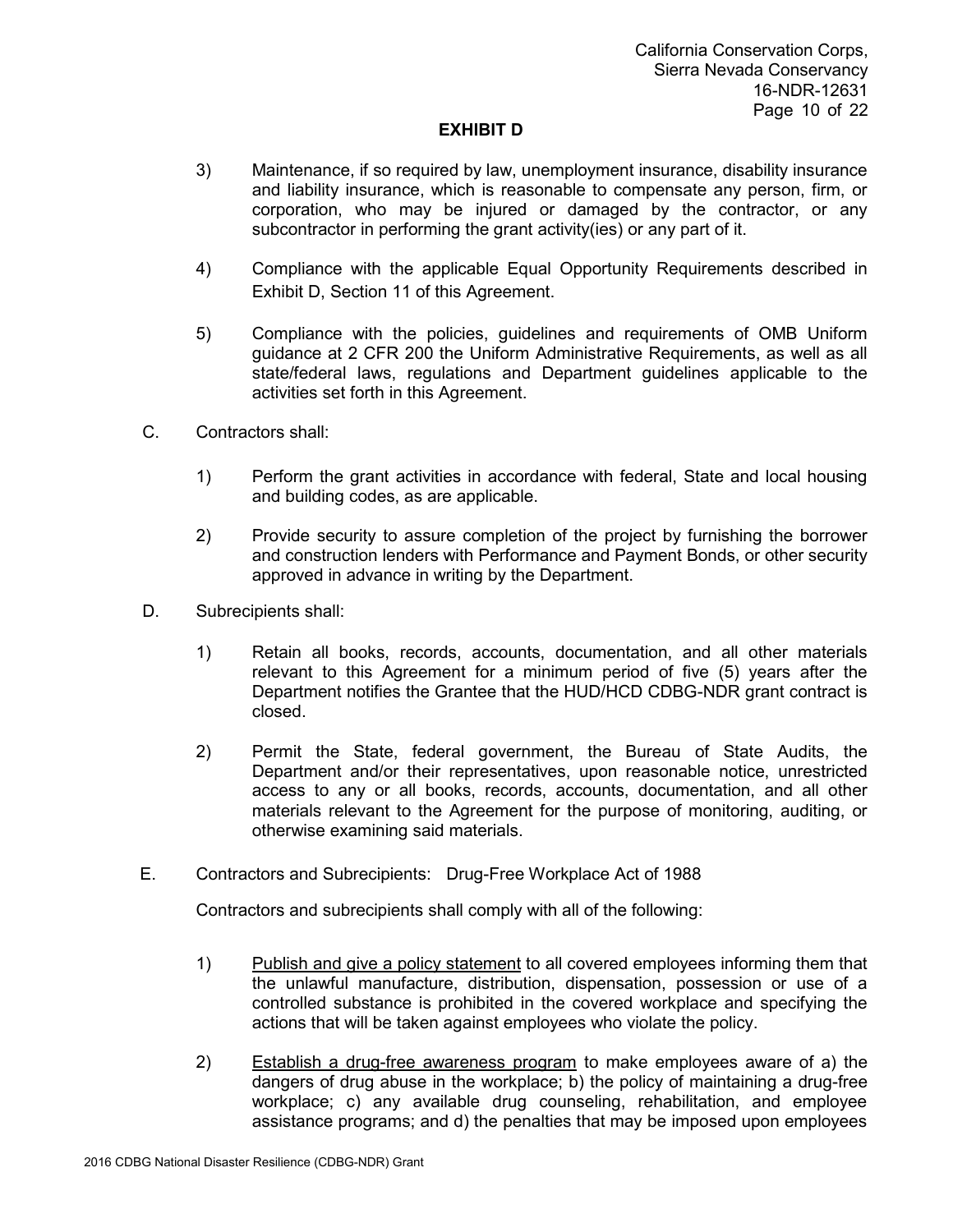## EXHIBIT D

3) Maintenance, if so required by law, unemployment insurance, disability insurance and liability insurance, which is reasonable to compensate any person, firm, or corporation, who may be injured or damaged by the contractor, or any subcontractor in performing the grant activity(ies) or any part of it.

4) Compliance with the applicable Equal Opportunity Requirements described in Exhibit D, Section 11 of this Agreement.

5) Compliance with the policies, guidelines and requirements of OMB Uniform guidance at 2 CFR 200 the Uniform Administrative Requirements, as well as all state/federal laws, regulations and Department guidelines applicable to the activities set forth in this Agreement.

C. Contractors shall:

1) Perform the grant activities in accordance with federal, State and local housing and building codes, as are applicable.

2) Provide security to assure completion of the project by furnishing the borrower and construction lenders with Performance and Payment Bonds, or other security approved in advance in writing by the Department.

D. Subrecipients shall:

1) Retain all books, records, accounts, documentation, and all other materials relevant to this Agreement for a minimum period of five (5) years after the Department notifies the Grantee that the HUD/HCD CDBG-NDR grant contract is closed.

2) Permit the State, federal government, the Bureau of State Audits, the Department and/or their representatives, upon reasonable notice, unrestricted access to any or all books, records, accounts, documentation, and all other materials relevant to the Agreement for the purpose of monitoring, auditing, or otherwise examining said materials.

E. Contractors and Subrecipients: Drug-Free Workplace Act of 1988

Contractors and subrecipients shall comply with all of the following:

1) Publish and give a policy statement to all covered employees informing them that the unlawful manufacture, distribution, dispensation, possession or use of a controlled substance is prohibited in the covered workplace and specifying the actions that will be taken against employees who violate the policy.

2) Establish a drug-free awareness program to make employees aware of a) the dangers of drug abuse in the workplace; b) the policy of maintaining a drug-free workplace; c) any available drug counseling, rehabilitation, and employee assistance programs; and d) the penalties that may be imposed upon employees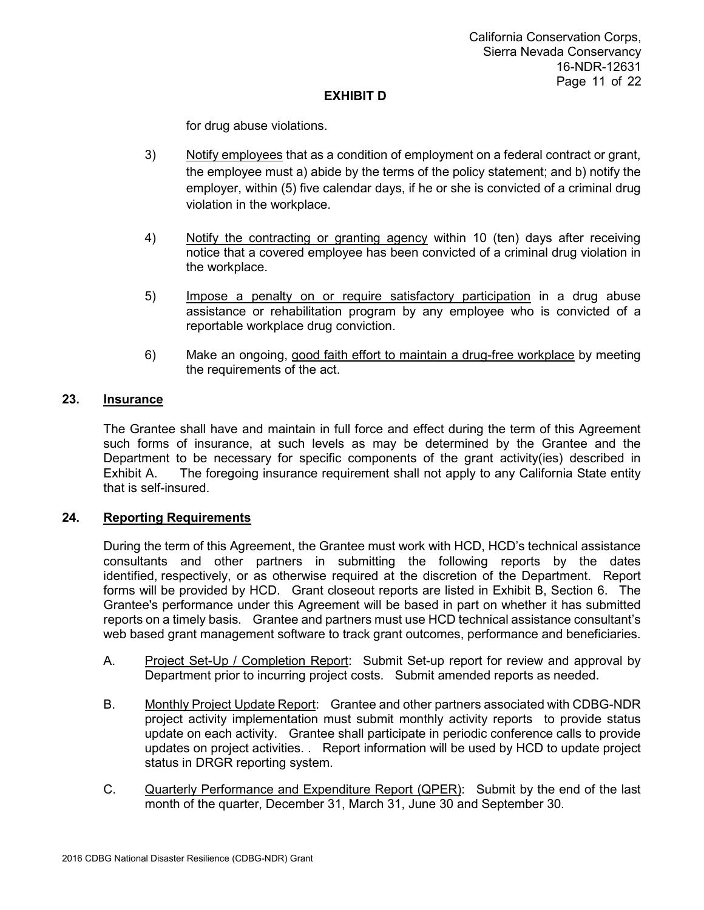## EXHIBIT D

for drug abuse violations.

3) Notify employees that as a condition of employment on a federal contract or grant, the employee must a) abide by the terms of the policy statement; and b) notify the employer, within (5) five calendar days, if he or she is convicted of a criminal drug violation in the workplace.

4) Notify the contracting or granting agency within 10 (ten) days after receiving notice that a covered employee has been convicted of a criminal drug violation in the workplace.

5) Impose a penalty on or require satisfactory participation in a drug abuse assistance or rehabilitation program by any employee who is convicted of a reportable workplace drug conviction.

6) Make an ongoing, good faith effort to maintain a drug-free workplace by meeting the requirements of the act.

### 23. Insurance

The Grantee shall have and maintain in full force and effect during the term of this Agreement such forms of insurance, at such levels as may be determined by the Grantee and the Department to be necessary for specific components of the grant activity(ies) described in Exhibit A. The foregoing insurance requirement shall not apply to any California State entity that is self-insured.

### 24. Reporting Requirements

During the term of this Agreement, the Grantee must work with HCD, HCD's technical assistance consultants and other partners in submitting the following reports by the dates identified, respectively, or as otherwise required at the discretion of the Department. Report forms will be provided by HCD. Grant closeout reports are listed in Exhibit B, Section 6. The Grantee's performance under this Agreement will be based in part on whether it has submitted reports on a timely basis. Grantee and partners must use HCD technical assistance consultant's web based grant management software to track grant outcomes, performance and beneficiaries.

A. Project Set-Up / Completion Report: Submit Set-up report for review and approval by Department prior to incurring project costs. Submit amended reports as needed.

B. Monthly Project Update Report: Grantee and other partners associated with CDBG-NDR project activity implementation must submit monthly activity reports to provide status update on each activity. Grantee shall participate in periodic conference calls to provide updates on project activities. . Report information will be used by HCD to update project status in DRGR reporting system.

C. Quarterly Performance and Expenditure Report (QPER): Submit by the end of the last month of the quarter, December 31, March 31, June 30 and September 30.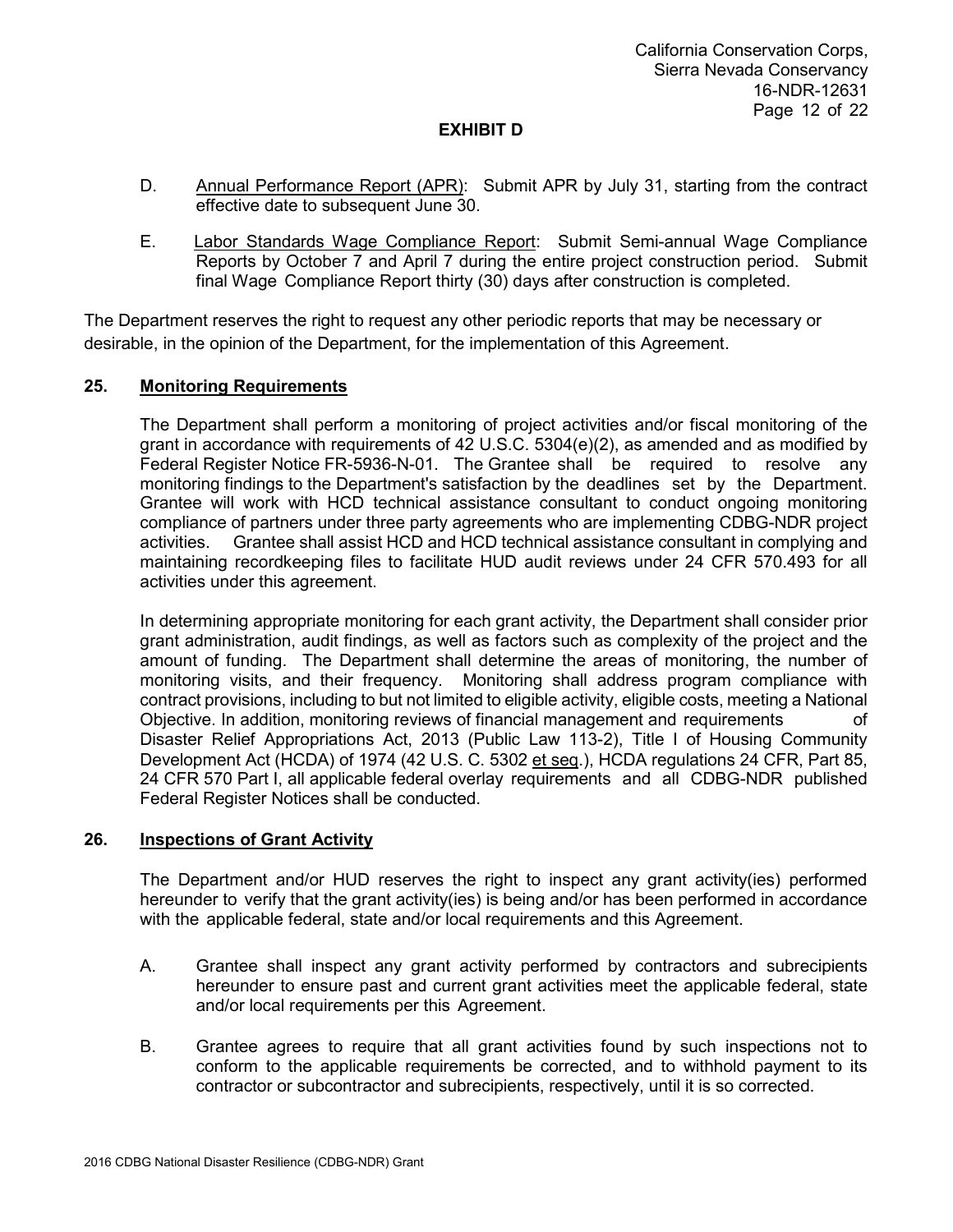**EXHIBIT D**

D. Annual Performance Report (APR): Submit APR by July 31, starting from the contract effective date to subsequent June 30.

E. Labor Standards Wage Compliance Report: Submit Semi-annual Wage Compliance Reports by October 7 and April 7 during the entire project construction period. Submit final Wage Compliance Report thirty (30) days after construction is completed.

The Department reserves the right to request any other periodic reports that may be necessary or desirable, in the opinion of the Department, for the implementation of this Agreement.

## 25. Monitoring Requirements

The Department shall perform a monitoring of project activities and/or fiscal monitoring of the grant in accordance with requirements of 42 U.S.C. 5304(e)(2), as amended and as modified by Federal Register Notice FR-5936-N-01. The Grantee shall be required to resolve any monitoring findings to the Department's satisfaction by the deadlines set by the Department. Grantee will work with HCD technical assistance consultant to conduct ongoing monitoring compliance of partners under three party agreements who are implementing CDBG-NDR project activities. Grantee shall assist HCD and HCD technical assistance consultant in complying and maintaining recordkeeping files to facilitate HUD audit reviews under 24 CFR 570.493 for all activities under this agreement.

In determining appropriate monitoring for each grant activity, the Department shall consider prior grant administration, audit findings, as well as factors such as complexity of the project and the amount of funding. The Department shall determine the areas of monitoring, the number of monitoring visits, and their frequency. Monitoring shall address program compliance with contract provisions, including to but not limited to eligible activity, eligible costs, meeting a National Objective. In addition, monitoring reviews of financial management and requirements of Disaster Relief Appropriations Act, 2013 (Public Law 113-2), Title I of Housing Community Development Act (HCDA) of 1974 (42 U.S. C. 5302 et seq.), HCDA regulations 24 CFR, Part 85, 24 CFR 570 Part I, all applicable federal overlay requirements and all CDBG-NDR published Federal Register Notices shall be conducted.

## 26. Inspections of Grant Activity

The Department and/or HUD reserves the right to inspect any grant activity(ies) performed hereunder to verify that the grant activity(ies) is being and/or has been performed in accordance with the applicable federal, state and/or local requirements and this Agreement.

A. Grantee shall inspect any grant activity performed by contractors and subrecipients hereunder to ensure past and current grant activities meet the applicable federal, state and/or local requirements per this Agreement.

B. Grantee agrees to require that all grant activities found by such inspections not to conform to the applicable requirements be corrected, and to withhold payment to its contractor or subcontractor and subrecipients, respectively, until it is so corrected.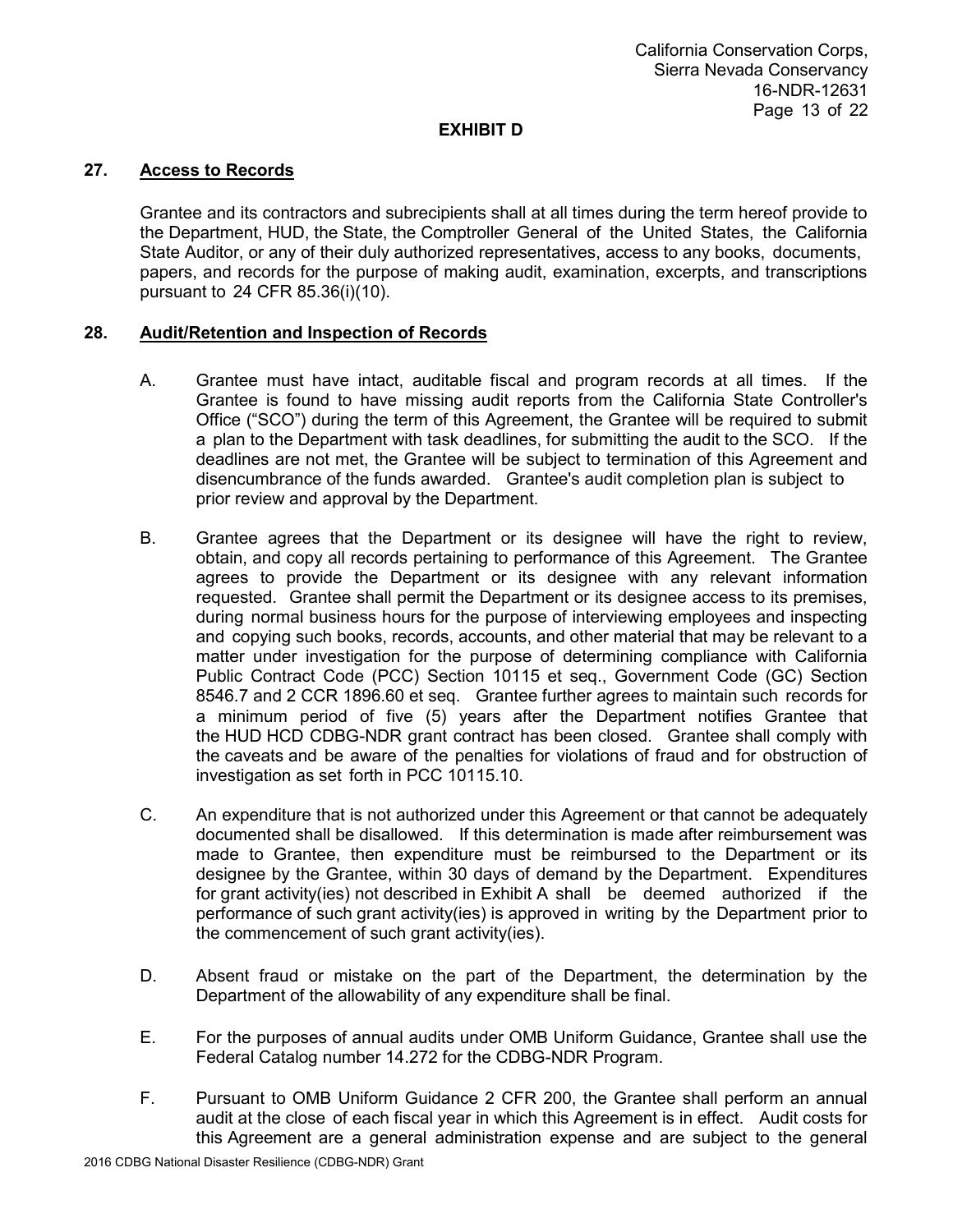## EXHIBIT D

### 27. Access to Records

Grantee and its contractors and subrecipients shall at all times during the term hereof provide to the Department, HUD, the State, the Comptroller General of the United States, the California State Auditor, or any of their duly authorized representatives, access to any books, documents, papers, and records for the purpose of making audit, examination, excerpts, and transcriptions pursuant to 24 CFR 85.36(i)(10).

### 28. Audit/Retention and Inspection of Records

A. Grantee must have intact, auditable fiscal and program records at all times. If the Grantee is found to have missing audit reports from the California State Controller's Office ("SCO") during the term of this Agreement, the Grantee will be required to submit a plan to the Department with task deadlines, for submitting the audit to the SCO. If the deadlines are not met, the Grantee will be subject to termination of this Agreement and disencumbrance of the funds awarded. Grantee's audit completion plan is subject to prior review and approval by the Department.

B. Grantee agrees that the Department or its designee will have the right to review, obtain, and copy all records pertaining to performance of this Agreement. The Grantee agrees to provide the Department or its designee with any relevant information requested. Grantee shall permit the Department or its designee access to its premises, during normal business hours for the purpose of interviewing employees and inspecting and copying such books, records, accounts, and other material that may be relevant to a matter under investigation for the purpose of determining compliance with California Public Contract Code (PCC) Section 10115 et seq., Government Code (GC) Section 8546.7 and 2 CCR 1896.60 et seq. Grantee further agrees to maintain such records for a minimum period of five (5) years after the Department notifies Grantee that the HUD HCD CDBG-NDR grant contract has been closed. Grantee shall comply with the caveats and be aware of the penalties for violations of fraud and for obstruction of investigation as set forth in PCC 10115.10.

C. An expenditure that is not authorized under this Agreement or that cannot be adequately documented shall be disallowed. If this determination is made after reimbursement was made to Grantee, then expenditure must be reimbursed to the Department or its designee by the Grantee, within 30 days of demand by the Department. Expenditures for grant activity(ies) not described in Exhibit A shall be deemed authorized if the performance of such grant activity(ies) is approved in writing by the Department prior to the commencement of such grant activity(ies).

D. Absent fraud or mistake on the part of the Department, the determination by the Department of the allowability of any expenditure shall be final.

E. For the purposes of annual audits under OMB Uniform Guidance, Grantee shall use the Federal Catalog number 14.272 for the CDBG-NDR Program.

F. Pursuant to OMB Uniform Guidance 2 CFR 200, the Grantee shall perform an annual audit at the close of each fiscal year in which this Agreement is in effect. Audit costs for this Agreement are a general administration expense and are subject to the general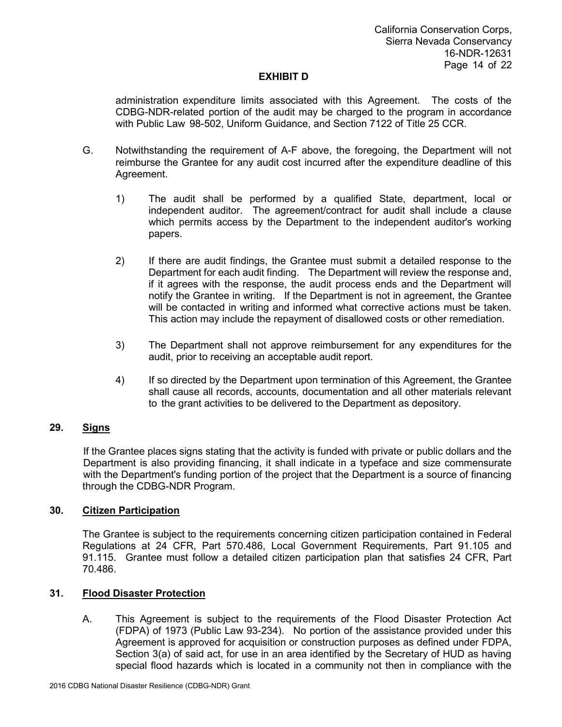## EXHIBIT D

administration expenditure limits associated with this Agreement. The costs of the CDBG-NDR-related portion of the audit may be charged to the program in accordance with Public Law 98-502, Uniform Guidance, and Section 7122 of Title 25 CCR.

G. Notwithstanding the requirement of A-F above, the foregoing, the Department will not reimburse the Grantee for any audit cost incurred after the expenditure deadline of this Agreement.

1) The audit shall be performed by a qualified State, department, local or independent auditor. The agreement/contract for audit shall include a clause which permits access by the Department to the independent auditor's working papers.

2) If there are audit findings, the Grantee must submit a detailed response to the Department for each audit finding. The Department will review the response and, if it agrees with the response, the audit process ends and the Department will notify the Grantee in writing. If the Department is not in agreement, the Grantee will be contacted in writing and informed what corrective actions must be taken. This action may include the repayment of disallowed costs or other remediation.

3) The Department shall not approve reimbursement for any expenditures for the audit, prior to receiving an acceptable audit report.

4) If so directed by the Department upon termination of this Agreement, the Grantee shall cause all records, accounts, documentation and all other materials relevant to the grant activities to be delivered to the Department as depository.

## 29. Signs

If the Grantee places signs stating that the activity is funded with private or public dollars and the Department is also providing financing, it shall indicate in a typeface and size commensurate with the Department's funding portion of the project that the Department is a source of financing through the CDBG-NDR Program.

## 30. Citizen Participation

The Grantee is subject to the requirements concerning citizen participation contained in Federal Regulations at 24 CFR, Part 570.486, Local Government Requirements, Part 91.105 and 91.115. Grantee must follow a detailed citizen participation plan that satisfies 24 CFR, Part 70.486.

## 31. Flood Disaster Protection

A. This Agreement is subject to the requirements of the Flood Disaster Protection Act (FDPA) of 1973 (Public Law 93-234). No portion of the assistance provided under this Agreement is approved for acquisition or construction purposes as defined under FDPA, Section 3(a) of said act, for use in an area identified by the Secretary of HUD as having special flood hazards which is located in a community not then in compliance with the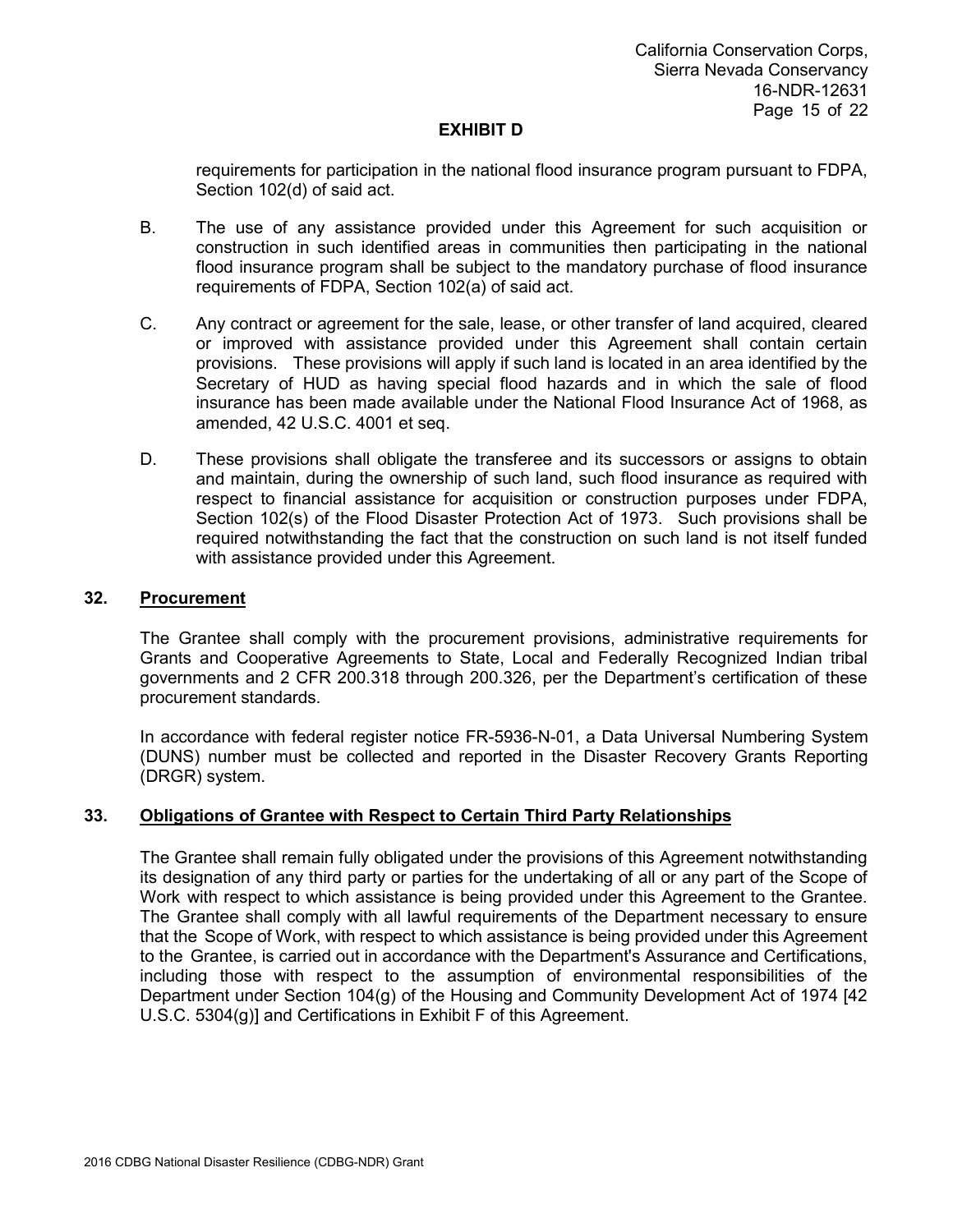## EXHIBIT D

requirements for participation in the national flood insurance program pursuant to FDPA, Section 102(d) of said act.

B. The use of any assistance provided under this Agreement for such acquisition or construction in such identified areas in communities then participating in the national flood insurance program shall be subject to the mandatory purchase of flood insurance requirements of FDPA, Section 102(a) of said act.

C. Any contract or agreement for the sale, lease, or other transfer of land acquired, cleared or improved with assistance provided under this Agreement shall contain certain provisions. These provisions will apply if such land is located in an area identified by the Secretary of HUD as having special flood hazards and in which the sale of flood insurance has been made available under the National Flood Insurance Act of 1968, as amended, 42 U.S.C. 4001 et seq.

D. These provisions shall obligate the transferee and its successors or assigns to obtain and maintain, during the ownership of such land, such flood insurance as required with respect to financial assistance for acquisition or construction purposes under FDPA, Section 102(s) of the Flood Disaster Protection Act of 1973. Such provisions shall be required notwithstanding the fact that the construction on such land is not itself funded with assistance provided under this Agreement.

### 32. Procurement

The Grantee shall comply with the procurement provisions, administrative requirements for Grants and Cooperative Agreements to State, Local and Federally Recognized Indian tribal governments and 2 CFR 200.318 through 200.326, per the Department's certification of these procurement standards.

In accordance with federal register notice FR-5936-N-01, a Data Universal Numbering System (DUNS) number must be collected and reported in the Disaster Recovery Grants Reporting (DRGR) system.

### 33. Obligations of Grantee with Respect to Certain Third Party Relationships

The Grantee shall remain fully obligated under the provisions of this Agreement notwithstanding its designation of any third party or parties for the undertaking of all or any part of the Scope of Work with respect to which assistance is being provided under this Agreement to the Grantee. The Grantee shall comply with all lawful requirements of the Department necessary to ensure that the Scope of Work, with respect to which assistance is being provided under this Agreement to the Grantee, is carried out in accordance with the Department's Assurance and Certifications, including those with respect to the assumption of environmental responsibilities of the Department under Section 104(g) of the Housing and Community Development Act of 1974 [42 U.S.C. 5304(g)] and Certifications in Exhibit F of this Agreement.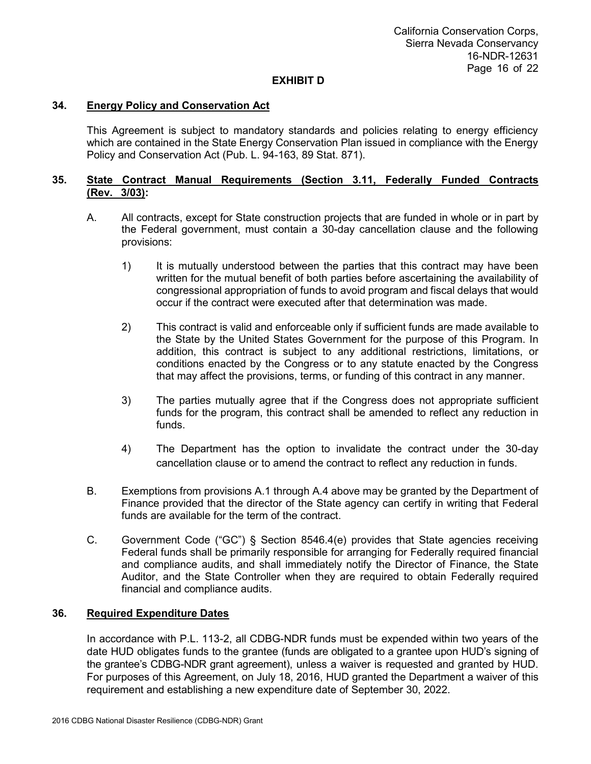## EXHIBIT D

### 34. Energy Policy and Conservation Act

This Agreement is subject to mandatory standards and policies relating to energy efficiency which are contained in the State Energy Conservation Plan issued in compliance with the Energy Policy and Conservation Act (Pub. L. 94-163, 89 Stat. 871).

### 35. State Contract Manual Requirements (Section 3.11, Federally Funded Contracts (Rev. 3/03):

A. All contracts, except for State construction projects that are funded in whole or in part by the Federal government, must contain a 30-day cancellation clause and the following provisions:

1) It is mutually understood between the parties that this contract may have been written for the mutual benefit of both parties before ascertaining the availability of congressional appropriation of funds to avoid program and fiscal delays that would occur if the contract were executed after that determination was made.

2) This contract is valid and enforceable only if sufficient funds are made available to the State by the United States Government for the purpose of this Program. In addition, this contract is subject to any additional restrictions, limitations, or conditions enacted by the Congress or to any statute enacted by the Congress that may affect the provisions, terms, or funding of this contract in any manner.

3) The parties mutually agree that if the Congress does not appropriate sufficient funds for the program, this contract shall be amended to reflect any reduction in funds.

4) The Department has the option to invalidate the contract under the 30-day cancellation clause or to amend the contract to reflect any reduction in funds.

B. Exemptions from provisions A.1 through A.4 above may be granted by the Department of Finance provided that the director of the State agency can certify in writing that Federal funds are available for the term of the contract.

C. Government Code ("GC") § Section 8546.4(e) provides that State agencies receiving Federal funds shall be primarily responsible for arranging for Federally required financial and compliance audits, and shall immediately notify the Director of Finance, the State Auditor, and the State Controller when they are required to obtain Federally required financial and compliance audits.

### 36. Required Expenditure Dates

In accordance with P.L. 113-2, all CDBG-NDR funds must be expended within two years of the date HUD obligates funds to the grantee (funds are obligated to a grantee upon HUD's signing of the grantee's CDBG-NDR grant agreement), unless a waiver is requested and granted by HUD. For purposes of this Agreement, on July 18, 2016, HUD granted the Department a waiver of this requirement and establishing a new expenditure date of September 30, 2022.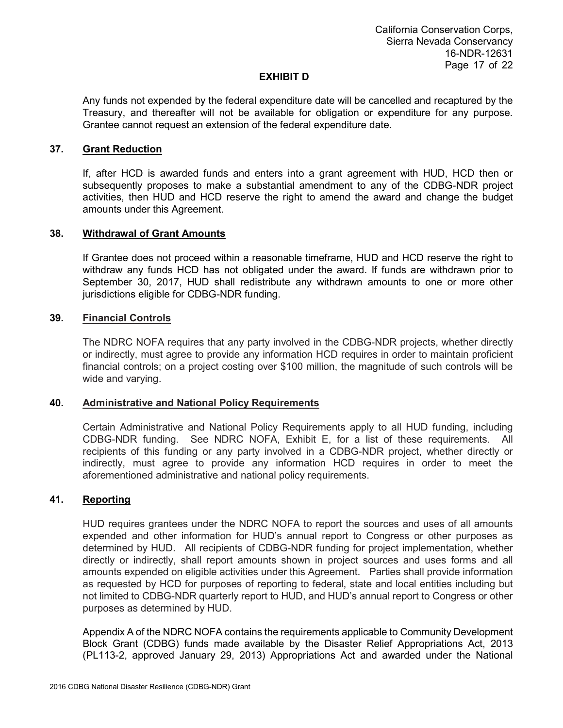## EXHIBIT D

Any funds not expended by the federal expenditure date will be cancelled and recaptured by the Treasury, and thereafter will not be available for obligation or expenditure for any purpose. Grantee cannot request an extension of the federal expenditure date.

### 37. Grant Reduction

If, after HCD is awarded funds and enters into a grant agreement with HUD, HCD then or subsequently proposes to make a substantial amendment to any of the CDBG-NDR project activities, then HUD and HCD reserve the right to amend the award and change the budget amounts under this Agreement.

### 38. Withdrawal of Grant Amounts

If Grantee does not proceed within a reasonable timeframe, HUD and HCD reserve the right to withdraw any funds HCD has not obligated under the award. If funds are withdrawn prior to September 30, 2017, HUD shall redistribute any withdrawn amounts to one or more other jurisdictions eligible for CDBG-NDR funding.

### 39. Financial Controls

The NDRC NOFA requires that any party involved in the CDBG-NDR projects, whether directly or indirectly, must agree to provide any information HCD requires in order to maintain proficient financial controls; on a project costing over $100 million, the magnitude of such controls will be wide and varying.

### 40. Administrative and National Policy Requirements

Certain Administrative and National Policy Requirements apply to all HUD funding, including CDBG-NDR funding. See NDRC NOFA, Exhibit E, for a list of these requirements. All recipients of this funding or any party involved in a CDBG-NDR project, whether directly or indirectly, must agree to provide any information HCD requires in order to meet the aforementioned administrative and national policy requirements.

### 41. Reporting

HUD requires grantees under the NDRC NOFA to report the sources and uses of all amounts expended and other information for HUD's annual report to Congress or other purposes as determined by HUD. All recipients of CDBG-NDR funding for project implementation, whether directly or indirectly, shall report amounts shown in project sources and uses forms and all amounts expended on eligible activities under this Agreement. Parties shall provide information as requested by HCD for purposes of reporting to federal, state and local entities including but not limited to CDBG-NDR quarterly report to HUD, and HUD's annual report to Congress or other purposes as determined by HUD.

Appendix A of the NDRC NOFA contains the requirements applicable to Community Development Block Grant (CDBG) funds made available by the Disaster Relief Appropriations Act, 2013 (PL113-2, approved January 29, 2013) Appropriations Act and awarded under the National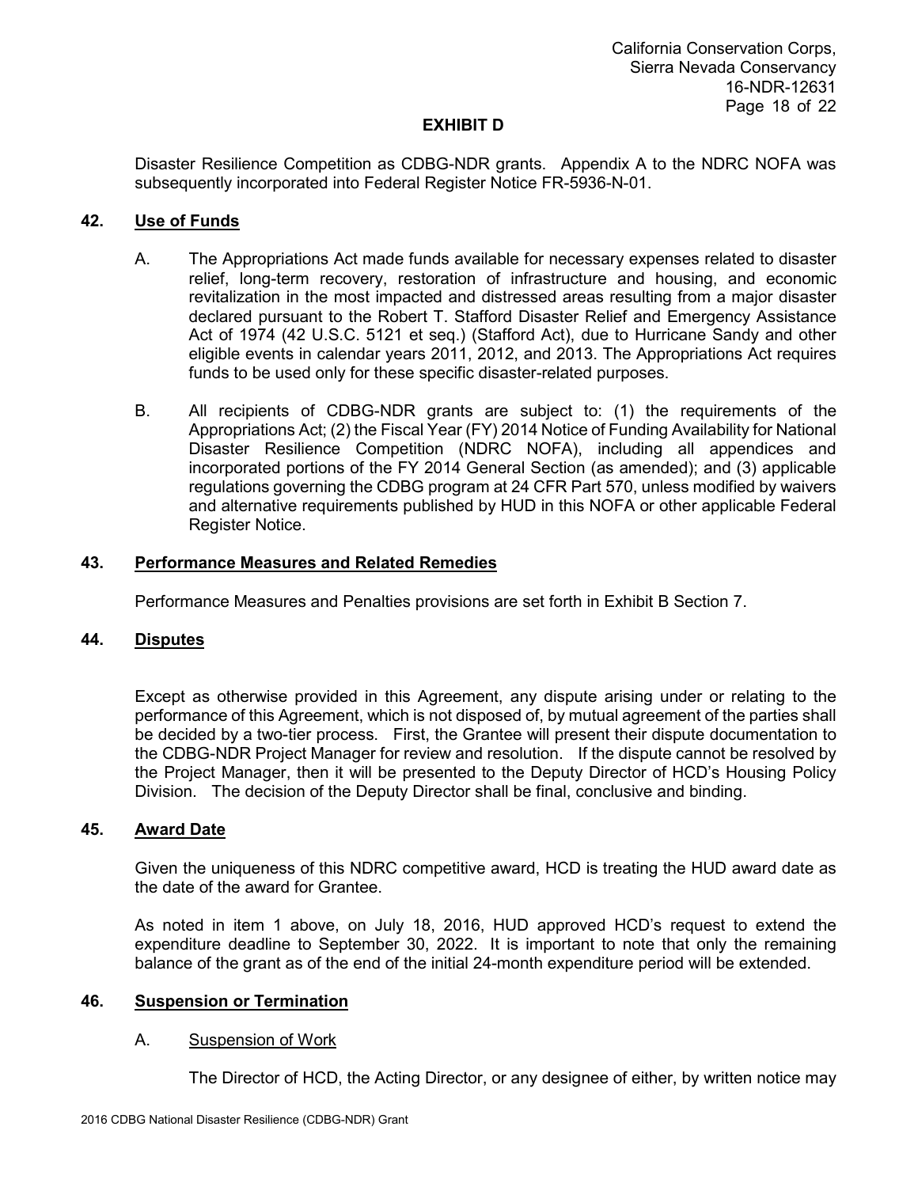# EXHIBIT D

Disaster Resilience Competition as CDBG-NDR grants. Appendix A to the NDRC NOFA was subsequently incorporated into Federal Register Notice FR-5936-N-01.

## 42. Use of Funds

A. The Appropriations Act made funds available for necessary expenses related to disaster relief, long-term recovery, restoration of infrastructure and housing, and economic revitalization in the most impacted and distressed areas resulting from a major disaster declared pursuant to the Robert T. Stafford Disaster Relief and Emergency Assistance Act of 1974 (42 U.S.C. 5121 et seq.) (Stafford Act), due to Hurricane Sandy and other eligible events in calendar years 2011, 2012, and 2013. The Appropriations Act requires funds to be used only for these specific disaster-related purposes.

B. All recipients of CDBG-NDR grants are subject to: (1) the requirements of the Appropriations Act; (2) the Fiscal Year (FY) 2014 Notice of Funding Availability for National Disaster Resilience Competition (NDRC NOFA), including all appendices and incorporated portions of the FY 2014 General Section (as amended); and (3) applicable regulations governing the CDBG program at 24 CFR Part 570, unless modified by waivers and alternative requirements published by HUD in this NOFA or other applicable Federal Register Notice.

## 43. Performance Measures and Related Remedies

Performance Measures and Penalties provisions are set forth in Exhibit B Section 7.

## 44. Disputes

Except as otherwise provided in this Agreement, any dispute arising under or relating to the performance of this Agreement, which is not disposed of, by mutual agreement of the parties shall be decided by a two-tier process. First, the Grantee will present their dispute documentation to the CDBG-NDR Project Manager for review and resolution. If the dispute cannot be resolved by the Project Manager, then it will be presented to the Deputy Director of HCD's Housing Policy Division. The decision of the Deputy Director shall be final, conclusive and binding.

## 45. Award Date

Given the uniqueness of this NDRC competitive award, HCD is treating the HUD award date as the date of the award for Grantee.

As noted in item 1 above, on July 18, 2016, HUD approved HCD's request to extend the expenditure deadline to September 30, 2022. It is important to note that only the remaining balance of the grant as of the end of the initial 24-month expenditure period will be extended.

## 46. Suspension or Termination

A. Suspension of Work

The Director of HCD, the Acting Director, or any designee of either, by written notice may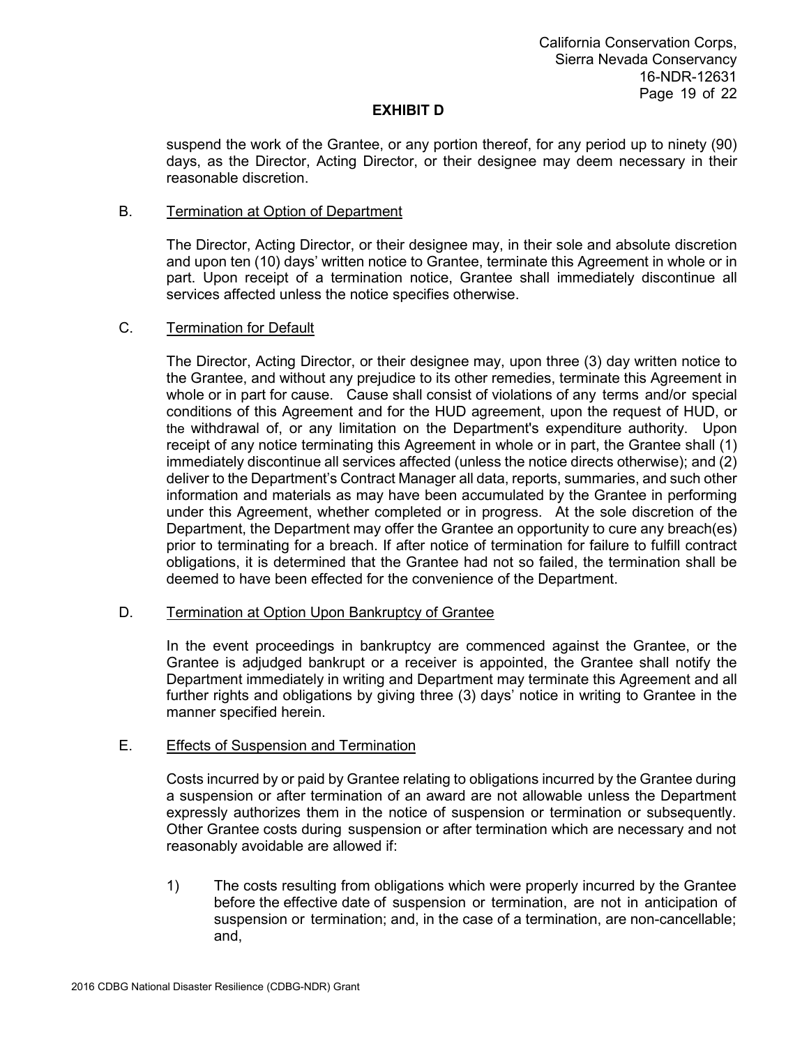## EXHIBIT D

suspend the work of the Grantee, or any portion thereof, for any period up to ninety (90) days, as the Director, Acting Director, or their designee may deem necessary in their reasonable discretion.

B. Termination at Option of Department

The Director, Acting Director, or their designee may, in their sole and absolute discretion and upon ten (10) days' written notice to Grantee, terminate this Agreement in whole or in part. Upon receipt of a termination notice, Grantee shall immediately discontinue all services affected unless the notice specifies otherwise.

C. Termination for Default

The Director, Acting Director, or their designee may, upon three (3) day written notice to the Grantee, and without any prejudice to its other remedies, terminate this Agreement in whole or in part for cause. Cause shall consist of violations of any terms and/or special conditions of this Agreement and for the HUD agreement, upon the request of HUD, or the withdrawal of, or any limitation on the Department's expenditure authority. Upon receipt of any notice terminating this Agreement in whole or in part, the Grantee shall (1) immediately discontinue all services affected (unless the notice directs otherwise); and (2) deliver to the Department's Contract Manager all data, reports, summaries, and such other information and materials as may have been accumulated by the Grantee in performing under this Agreement, whether completed or in progress. At the sole discretion of the Department, the Department may offer the Grantee an opportunity to cure any breach(es) prior to terminating for a breach. If after notice of termination for failure to fulfill contract obligations, it is determined that the Grantee had not so failed, the termination shall be deemed to have been effected for the convenience of the Department.

D. Termination at Option Upon Bankruptcy of Grantee

In the event proceedings in bankruptcy are commenced against the Grantee, or the Grantee is adjudged bankrupt or a receiver is appointed, the Grantee shall notify the Department immediately in writing and Department may terminate this Agreement and all further rights and obligations by giving three (3) days' notice in writing to Grantee in the manner specified herein.

E. Effects of Suspension and Termination

Costs incurred by or paid by Grantee relating to obligations incurred by the Grantee during a suspension or after termination of an award are not allowable unless the Department expressly authorizes them in the notice of suspension or termination or subsequently. Other Grantee costs during suspension or after termination which are necessary and not reasonably avoidable are allowed if:

1) The costs resulting from obligations which were properly incurred by the Grantee before the effective date of suspension or termination, are not in anticipation of suspension or termination; and, in the case of a termination, are non-cancellable; and,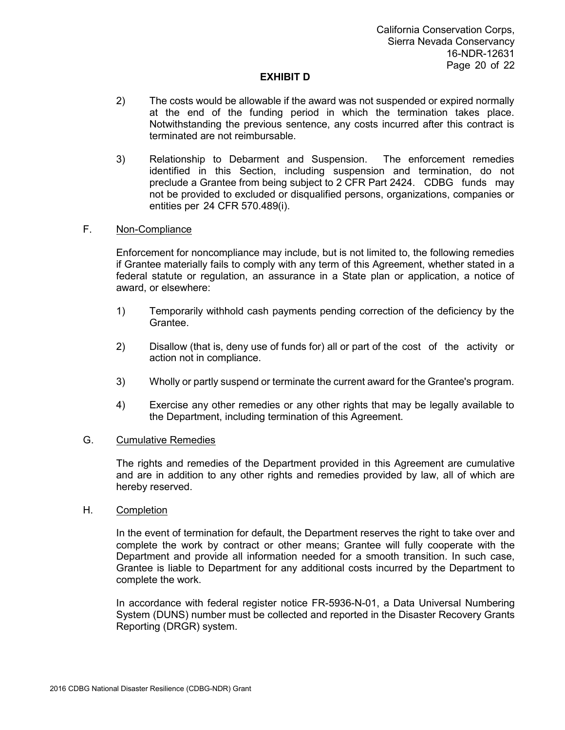## EXHIBIT D

2) The costs would be allowable if the award was not suspended or expired normally at the end of the funding period in which the termination takes place. Notwithstanding the previous sentence, any costs incurred after this contract is terminated are not reimbursable.

3) Relationship to Debarment and Suspension. The enforcement remedies identified in this Section, including suspension and termination, do not preclude a Grantee from being subject to 2 CFR Part 2424. CDBG funds may not be provided to excluded or disqualified persons, organizations, companies or entities per 24 CFR 570.489(i).

F. Non-Compliance

Enforcement for noncompliance may include, but is not limited to, the following remedies if Grantee materially fails to comply with any term of this Agreement, whether stated in a federal statute or regulation, an assurance in a State plan or application, a notice of award, or elsewhere:

1) Temporarily withhold cash payments pending correction of the deficiency by the Grantee.

2) Disallow (that is, deny use of funds for) all or part of the cost of the activity or action not in compliance.

3) Wholly or partly suspend or terminate the current award for the Grantee's program.

4) Exercise any other remedies or any other rights that may be legally available to the Department, including termination of this Agreement.

G. Cumulative Remedies

The rights and remedies of the Department provided in this Agreement are cumulative and are in addition to any other rights and remedies provided by law, all of which are hereby reserved.

H. Completion

In the event of termination for default, the Department reserves the right to take over and complete the work by contract or other means; Grantee will fully cooperate with the Department and provide all information needed for a smooth transition. In such case, Grantee is liable to Department for any additional costs incurred by the Department to complete the work.

In accordance with federal register notice FR-5936-N-01, a Data Universal Numbering System (DUNS) number must be collected and reported in the Disaster Recovery Grants Reporting (DRGR) system.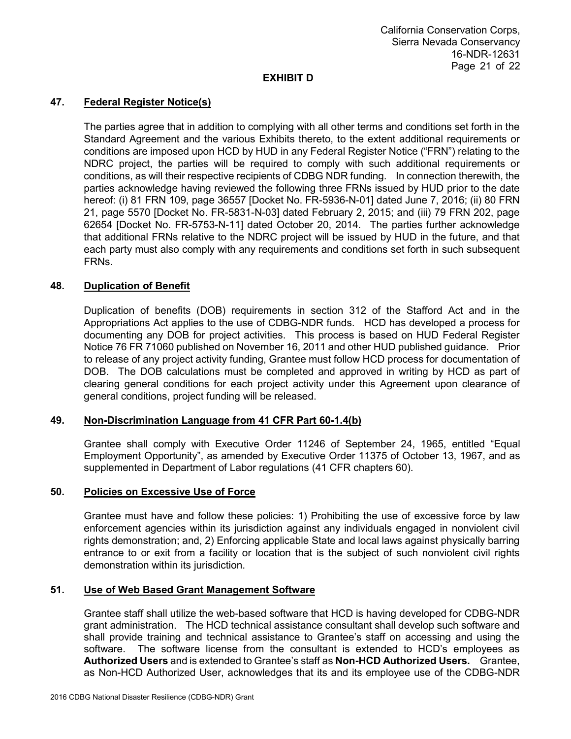## EXHIBIT D

### 47. Federal Register Notice(s)

The parties agree that in addition to complying with all other terms and conditions set forth in the Standard Agreement and the various Exhibits thereto, to the extent additional requirements or conditions are imposed upon HCD by HUD in any Federal Register Notice ("FRN") relating to the NDRC project, the parties will be required to comply with such additional requirements or conditions, as will their respective recipients of CDBG NDR funding. In connection therewith, the parties acknowledge having reviewed the following three FRNs issued by HUD prior to the date hereof: (i) 81 FRN 109, page 36557 [Docket No. FR-5936-N-01] dated June 7, 2016; (ii) 80 FRN 21, page 5570 [Docket No. FR-5831-N-03] dated February 2, 2015; and (iii) 79 FRN 202, page 62654 [Docket No. FR-5753-N-11] dated October 20, 2014. The parties further acknowledge that additional FRNs relative to the NDRC project will be issued by HUD in the future, and that each party must also comply with any requirements and conditions set forth in such subsequent FRNs.

### 48. Duplication of Benefit

Duplication of benefits (DOB) requirements in section 312 of the Stafford Act and in the Appropriations Act applies to the use of CDBG-NDR funds. HCD has developed a process for documenting any DOB for project activities. This process is based on HUD Federal Register Notice 76 FR 71060 published on November 16, 2011 and other HUD published guidance. Prior to release of any project activity funding, Grantee must follow HCD process for documentation of DOB. The DOB calculations must be completed and approved in writing by HCD as part of clearing general conditions for each project activity under this Agreement upon clearance of general conditions, project funding will be released.

### 49. Non-Discrimination Language from 41 CFR Part 60-1.4(b)

Grantee shall comply with Executive Order 11246 of September 24, 1965, entitled "Equal Employment Opportunity", as amended by Executive Order 11375 of October 13, 1967, and as supplemented in Department of Labor regulations (41 CFR chapters 60).

### 50. Policies on Excessive Use of Force

Grantee must have and follow these policies: 1) Prohibiting the use of excessive force by law enforcement agencies within its jurisdiction against any individuals engaged in nonviolent civil rights demonstration; and, 2) Enforcing applicable State and local laws against physically barring entrance to or exit from a facility or location that is the subject of such nonviolent civil rights demonstration within its jurisdiction.

### 51. Use of Web Based Grant Management Software

Grantee staff shall utilize the web-based software that HCD is having developed for CDBG-NDR grant administration. The HCD technical assistance consultant shall develop such software and shall provide training and technical assistance to Grantee's staff on accessing and using the software. The software license from the consultant is extended to HCD's employees as **Authorized Users** and is extended to Grantee's staff as **Non-HCD Authorized Users.** Grantee, as Non-HCD Authorized User, acknowledges that its and its employee use of the CDBG-NDR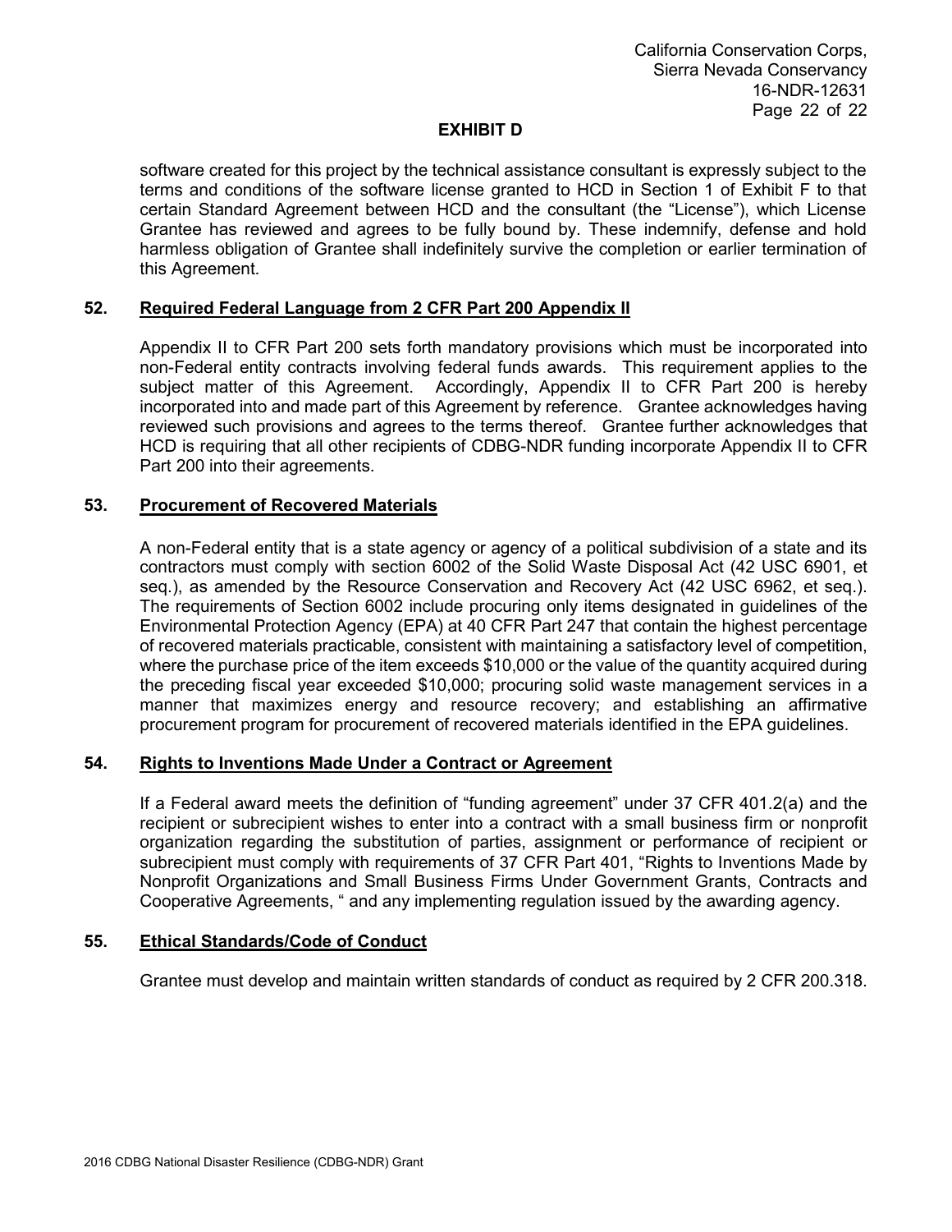## EXHIBIT D

software created for this project by the technical assistance consultant is expressly subject to the terms and conditions of the software license granted to HCD in Section 1 of Exhibit F to that certain Standard Agreement between HCD and the consultant (the "License"), which License Grantee has reviewed and agrees to be fully bound by. These indemnify, defense and hold harmless obligation of Grantee shall indefinitely survive the completion or earlier termination of this Agreement.

### 52. Required Federal Language from 2 CFR Part 200 Appendix II

Appendix II to CFR Part 200 sets forth mandatory provisions which must be incorporated into non-Federal entity contracts involving federal funds awards. This requirement applies to the subject matter of this Agreement. Accordingly, Appendix II to CFR Part 200 is hereby incorporated into and made part of this Agreement by reference. Grantee acknowledges having reviewed such provisions and agrees to the terms thereof. Grantee further acknowledges that HCD is requiring that all other recipients of CDBG-NDR funding incorporate Appendix II to CFR Part 200 into their agreements.

### 53. Procurement of Recovered Materials

A non-Federal entity that is a state agency or agency of a political subdivision of a state and its contractors must comply with section 6002 of the Solid Waste Disposal Act (42 USC 6901, et seq.), as amended by the Resource Conservation and Recovery Act (42 USC 6962, et seq.). The requirements of Section 6002 include procuring only items designated in guidelines of the Environmental Protection Agency (EPA) at 40 CFR Part 247 that contain the highest percentage of recovered materials practicable, consistent with maintaining a satisfactory level of competition, where the purchase price of the item exceeds \$10,000 or the value of the quantity acquired during the preceding fiscal year exceeded \$10,000; procuring solid waste management services in a manner that maximizes energy and resource recovery; and establishing an affirmative procurement program for procurement of recovered materials identified in the EPA guidelines.

### 54. Rights to Inventions Made Under a Contract or Agreement

If a Federal award meets the definition of "funding agreement" under 37 CFR 401.2(a) and the recipient or subrecipient wishes to enter into a contract with a small business firm or nonprofit organization regarding the substitution of parties, assignment or performance of recipient or subrecipient must comply with requirements of 37 CFR Part 401, "Rights to Inventions Made by Nonprofit Organizations and Small Business Firms Under Government Grants, Contracts and Cooperative Agreements, " and any implementing regulation issued by the awarding agency.

### 55. Ethical Standards/Code of Conduct

Grantee must develop and maintain written standards of conduct as required by 2 CFR 200.318.